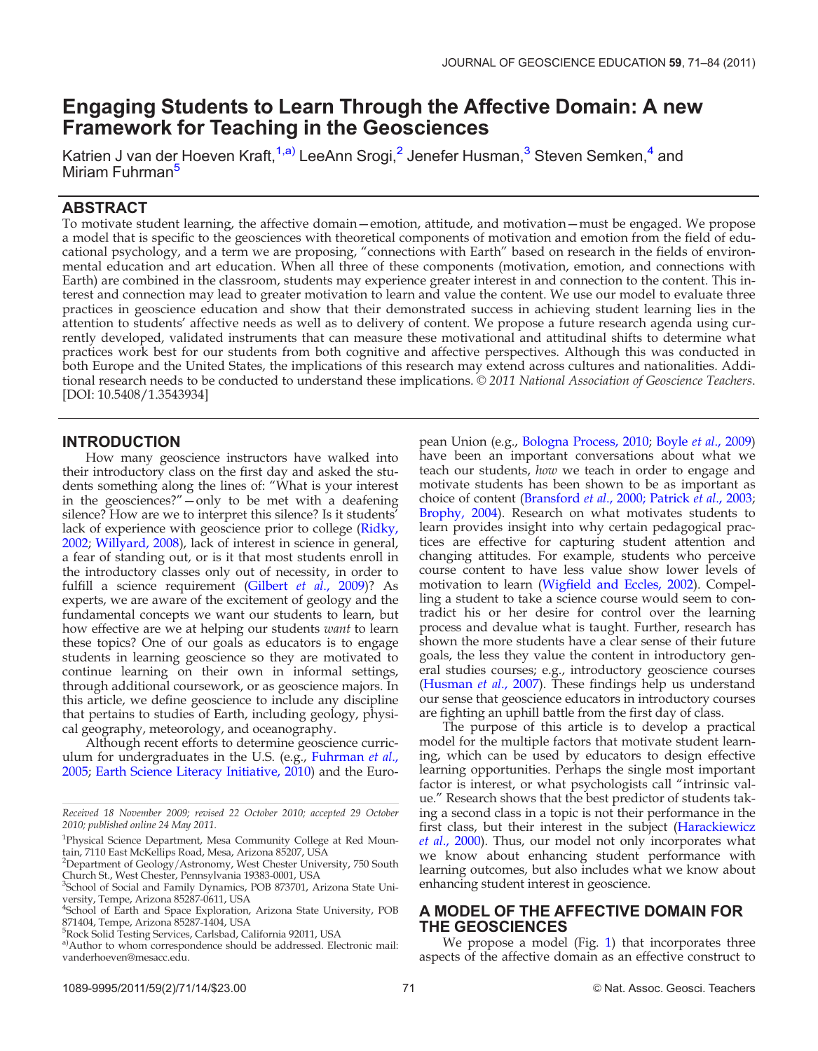# Engaging Students to Learn Through the Affective Domain: A new Framework for Teaching in the Geosciences

Katrien J van der Hoeven Kraft,[1,a)] LeeAnn Srogi,[2] Jenefer Husman,[3] Steven Semken,[4] and Miriam Fuhrman[5]

## ABSTRACT

To motivate student learning, the affective domain—emotion, attitude, and motivation—must be engaged. We propose a model that is specific to the geosciences with theoretical components of motivation and emotion from the field of educational psychology, and a term we are proposing, "connections with Earth" based on research in the fields of environmental education and art education. When all three of these components (motivation, emotion, and connections with Earth) are combined in the classroom, students may experience greater interest in and connection to the content. This interest and connection may lead to greater motivation to learn and value the content. We use our model to evaluate three practices in geoscience education and show that their demonstrated success in achieving student learning lies in the attention to students' affective needs as well as to delivery of content. We propose a future research agenda using currently developed, validated instruments that can measure these motivational and attitudinal shifts to determine what practices work best for our students from both cognitive and affective perspectives. Although this was conducted in both Europe and the United States, the implications of this research may extend across cultures and nationalities. Additional research needs to be conducted to understand these implications. *© 2011 National Association of Geoscience Teachers.* [DOI: 10.5408/1.3543934]

## INTRODUCTION

How many geoscience instructors have walked into their introductory class on the first day and asked the students something along the lines of: "What is your interest in the geosciences?"—only to be met with a deafening silence? How are we to interpret this silence? Is it students' lack of experience with geoscience prior to college (Ridky, 2002; Willyard, 2008), lack of interest in science in general, a fear of standing out, or is it that most students enroll in the introductory classes only out of necessity, in order to fulfill a science requirement (Gilbert *et al.*, 2009)? As experts, we are aware of the excitement of geology and the fundamental concepts we want our students to learn, but how effective are we at helping our students *want* to learn these topics? One of our goals as educators is to engage students in learning geoscience so they are motivated to continue learning on their own in informal settings, through additional coursework, or as geoscience majors. In this article, we define geoscience to include any discipline that pertains to studies of Earth, including geology, physical geography, meteorology, and oceanography.

Although recent efforts to determine geoscience curriculum for undergraduates in the U.S. (e.g., Fuhrman *et al.*, 2005; Earth Science Literacy Initiative, 2010) and the European Union (e.g., Bologna Process, 2010; Boyle *et al.*, 2009) have been an important conversations about what we teach our students, *how* we teach in order to engage and motivate students has been shown to be as important as choice of content (Bransford *et al.*, 2000; Patrick *et al.*, 2003; Brophy, 2004). Research on what motivates students to learn provides insight into why certain pedagogical practices are effective for capturing student attention and changing attitudes. For example, students who perceive course content to have less value show lower levels of motivation to learn (Wigfield and Eccles, 2002). Compelling a student to take a science course would seem to contradict his or her desire for control over the learning process and devalue what is taught. Further, research has shown the more students have a clear sense of their future goals, the less they value the content in introductory general studies courses; e.g., introductory geoscience courses (Husman *et al.*, 2007). These findings help us understand our sense that geoscience educators in introductory courses are fighting an uphill battle from the first day of class.

The purpose of this article is to develop a practical model for the multiple factors that motivate student learning, which can be used by educators to design effective learning opportunities. Perhaps the single most important factor is interest, or what psychologists call "intrinsic value." Research shows that the best predictor of students taking a second class in a topic is not their performance in the first class, but their interest in the subject (Harackiewicz *et al.*, 2000). Thus, our model not only incorporates what we know about enhancing student performance with learning outcomes, but also includes what we know about enhancing student interest in geoscience.

## A MODEL OF THE AFFECTIVE DOMAIN FOR THE GEOSCIENCES

We propose a model (Fig. 1) that incorporates three aspects of the affective domain as an effective construct to

---

*Received 18 November 2009; revised 22 October 2010; accepted 29 October 2010; published online 24 May 2011.*

[1]Physical Science Department, Mesa Community College at Red Mountain, 7110 East McKellips Road, Mesa, Arizona 85207, USA

[2]Department of Geology/Astronomy, West Chester University, 750 South Church St., West Chester, Pennsylvania 19383-0001, USA

[3]School of Social and Family Dynamics, POB 873701, Arizona State University, Tempe, Arizona 85287-0611, USA

[4]School of Earth and Space Exploration, Arizona State University, POB 871404, Tempe, Arizona 85287-1404, USA

[5]Rock Solid Testing Services, Carlsbad, California 92011, USA

[a)]Author to whom correspondence should be addressed. Electronic mail: vanderhoeven@mesacc.edu.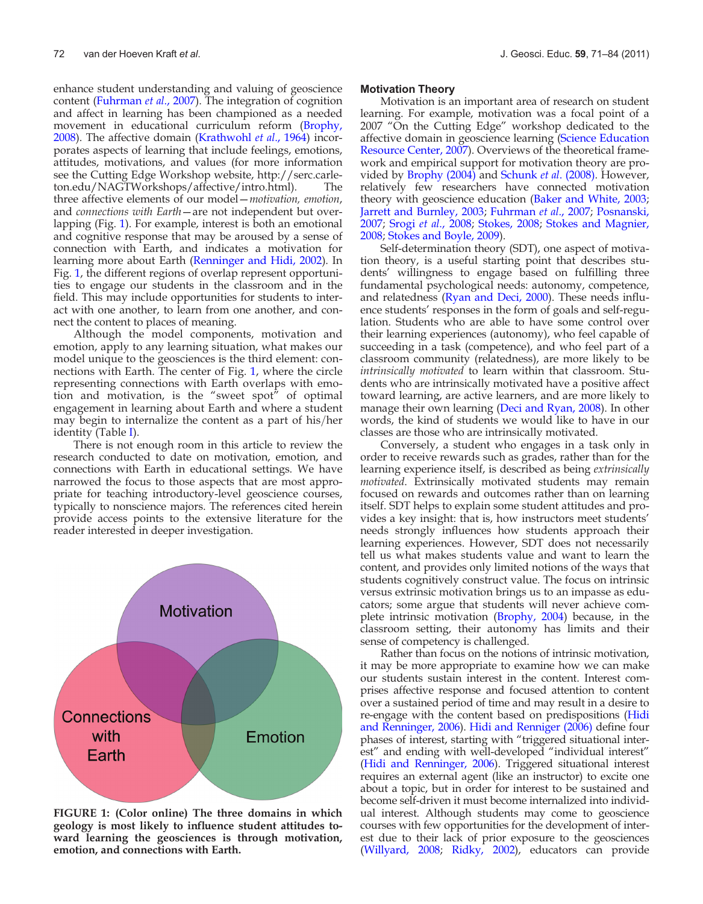enhance student understanding and valuing of geoscience content (Fuhrman *et al*., 2007). The integration of cognition and affect in learning has been championed as a needed movement in educational curriculum reform (Brophy, 2008). The affective domain (Krathwohl *et al*., 1964) incorporates aspects of learning that include feelings, emotions, attitudes, motivations, and values (for more information see the Cutting Edge Workshop website, http://serc.carleton.edu/NAGTWorkshops/affective/intro.html). The three affective elements of our model—*motivation, emotion*, and *connections with Earth*—are not independent but overlapping (Fig. 1). For example, interest is both an emotional and cognitive response that may be aroused by a sense of connection with Earth, and indicates a motivation for learning more about Earth (Renninger and Hidi, 2002). In Fig. 1, the different regions of overlap represent opportunities to engage our students in the classroom and in the field. This may include opportunities for students to interact with one another, to learn from one another, and connect the content to places of meaning.

Although the model components, motivation and emotion, apply to any learning situation, what makes our model unique to the geosciences is the third element: connections with Earth. The center of Fig. 1, where the circle representing connections with Earth overlaps with emotion and motivation, is the "sweet spot" of optimal engagement in learning about Earth and where a student may begin to internalize the content as a part of his/her identity (Table I).

There is not enough room in this article to review the research conducted to date on motivation, emotion, and connections with Earth in educational settings. We have narrowed the focus to those aspects that are most appropriate for teaching introductory-level geoscience courses, typically to nonscience majors. The references cited herein provide access points to the extensive literature for the reader interested in deeper investigation.

Motivation

Connections with Earth

Emotion

**FIGURE 1: (Color online) The three domains in which geology is most likely to influence student attitudes toward learning the geosciences is through motivation, emotion, and connections with Earth.**

## Motivation Theory

Motivation is an important area of research on student learning. For example, motivation was a focal point of a 2007 "On the Cutting Edge" workshop dedicated to the affective domain in geoscience learning (Science Education Resource Center, 2007). Overviews of the theoretical framework and empirical support for motivation theory are provided by Brophy (2004) and Schunk *et al*. (2008). However, relatively few researchers have connected motivation theory with geoscience education (Baker and White, 2003; Jarrett and Burnley, 2003; Fuhrman *et al*., 2007; Posnanski, 2007; Srogi *et al*., 2008; Stokes, 2008; Stokes and Magnier, 2008; Stokes and Boyle, 2009).

Self-determination theory (SDT), one aspect of motivation theory, is a useful starting point that describes students' willingness to engage based on fulfilling three fundamental psychological needs: autonomy, competence, and relatedness (Ryan and Deci, 2000). These needs influence students' responses in the form of goals and self-regulation. Students who are able to have some control over their learning experiences (autonomy), who feel capable of succeeding in a task (competence), and who feel part of a classroom community (relatedness), are more likely to be *intrinsically motivated* to learn within that classroom. Students who are intrinsically motivated have a positive affect toward learning, are active learners, and are more likely to manage their own learning (Deci and Ryan, 2008). In other words, the kind of students we would like to have in our classes are those who are intrinsically motivated.

Conversely, a student who engages in a task only in order to receive rewards such as grades, rather than for the learning experience itself, is described as being *extrinsically motivated*. Extrinsically motivated students may remain focused on rewards and outcomes rather than on learning itself. SDT helps to explain some student attitudes and provides a key insight: that is, how instructors meet students' needs strongly influences how students approach their learning experiences. However, SDT does not necessarily tell us what makes students value and want to learn the content, and provides only limited notions of the ways that students cognitively construct value. The focus on intrinsic versus extrinsic motivation brings us to an impasse as educators; some argue that students will never achieve complete intrinsic motivation (Brophy, 2004) because, in the classroom setting, their autonomy has limits and their sense of competency is challenged.

Rather than focus on the notions of intrinsic motivation, it may be more appropriate to examine how we can make our students sustain interest in the content. Interest comprises affective response and focused attention to content over a sustained period of time and may result in a desire to re-engage with the content based on predispositions (Hidi and Renninger, 2006). Hidi and Renniger (2006) define four phases of interest, starting with "triggered situational interest" and ending with well-developed "individual interest" (Hidi and Renninger, 2006). Triggered situational interest requires an external agent (like an instructor) to excite one about a topic, but in order for interest to be sustained and become self-driven it must become internalized into individual interest. Although students may come to geoscience courses with few opportunities for the development of interest due to their lack of prior exposure to the geosciences (Willyard, 2008; Ridky, 2002), educators can provide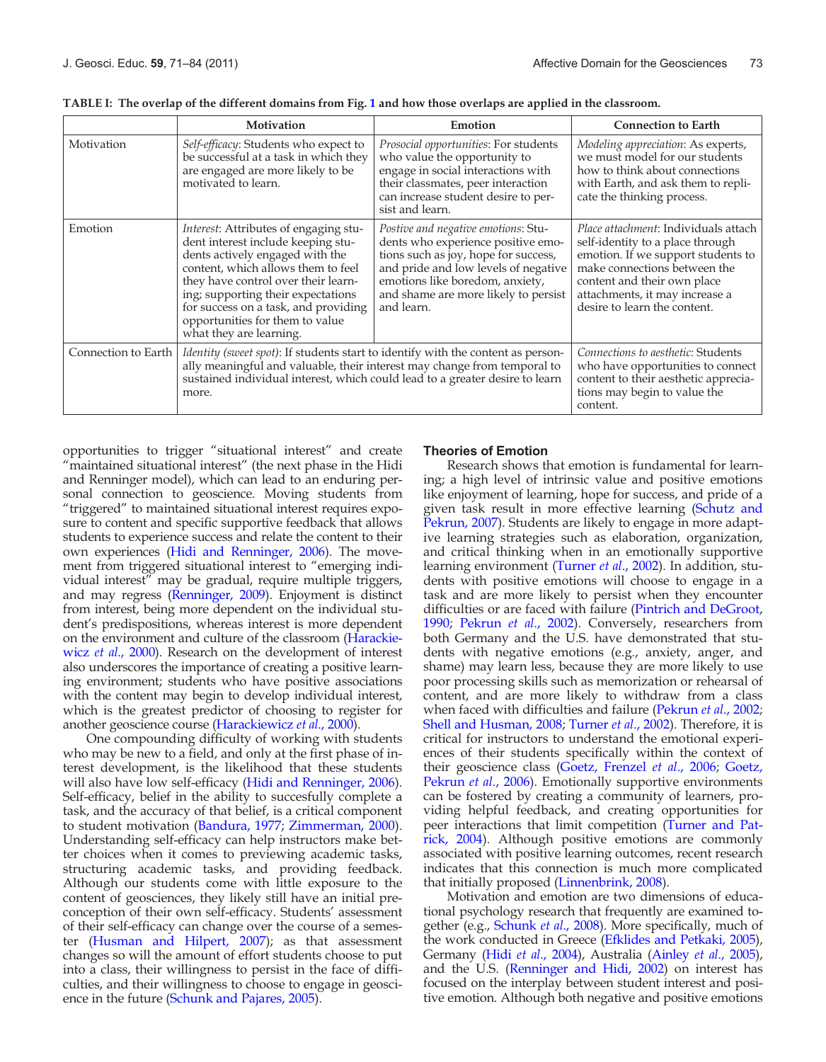TABLE I: The overlap of the different domains from Fig. 1 and how those overlaps are applied in the classroom.

| | Motivation | Emotion | Connection to Earth |
|---|---|---|---|
| Motivation | *Self-efficacy*: Students who expect to be successful at a task in which they are engaged are more likely to be motivated to learn. | *Prosocial opportunities*: For students who value the opportunity to engage in social interactions with their classmates, peer interaction can increase student desire to persist and learn. | *Modeling appreciation*: As experts, we must model for our students how to think about connections with Earth, and ask them to replicate the thinking process. |
| Emotion | *Interest*: Attributes of engaging student interest include keeping students actively engaged with the content, which allows them to feel they have control over their learning; supporting their expectations for success on a task, and providing opportunities for them to value what they are learning. | *Postive and negative emotions*: Students who experience positive emotions such as joy, hope for success, and pride and low levels of negative emotions like boredom, anxiety, and shame are more likely to persist and learn. | *Place attachment*: Individuals attach self-identity to a place through emotion. If we support students to make connections between the content and their own place attachments, it may increase a desire to learn the content. |
| Connection to Earth | *Identity (sweet spot)*: If students start to identify with the content as personally meaningful and valuable, their interest may change from temporal to sustained individual interest, which could lead to a greater desire to learn more. | | *Connections to aesthetic*: Students who have opportunities to connect content to their aesthetic appreciations may begin to value the content. |

opportunities to trigger "situational interest" and create "maintained situational interest" (the next phase in the Hidi and Renninger model), which can lead to an enduring personal connection to geoscience. Moving students from "triggered" to maintained situational interest requires exposure to content and specific supportive feedback that allows students to experience success and relate the content to their own experiences (Hidi and Renninger, 2006). The movement from triggered situational interest to "emerging individual interest" may be gradual, require multiple triggers, and may regress (Renninger, 2009). Enjoyment is distinct from interest, being more dependent on the individual student's predispositions, whereas interest is more dependent on the environment and culture of the classroom (Harackiewicz *et al*., 2000). Research on the development of interest also underscores the importance of creating a positive learning environment; students who have positive associations with the content may begin to develop individual interest, which is the greatest predictor of choosing to register for another geoscience course (Harackiewicz *et al*., 2000).

One compounding difficulty of working with students who may be new to a field, and only at the first phase of interest development, is the likelihood that these students will also have low self-efficacy (Hidi and Renninger, 2006). Self-efficacy, belief in the ability to successfully complete a task, and the accuracy of that belief, is a critical component to student motivation (Bandura, 1977; Zimmerman, 2000). Understanding self-efficacy can help instructors make better choices when it comes to previewing academic tasks, structuring academic tasks, and providing feedback. Although our students come with little exposure to the content of geosciences, they likely still have an initial preconception of their own self-efficacy. Students' assessment of their self-efficacy can change over the course of a semester (Husman and Hilpert, 2007); as that assessment changes so will the amount of effort students choose to put into a class, their willingness to persist in the face of difficulties, and their willingness to choose to engage in geoscience in the future (Schunk and Pajares, 2005).

### Theories of Emotion

Research shows that emotion is fundamental for learning; a high level of intrinsic value and positive emotions like enjoyment of learning, hope for success, and pride of a given task result in more effective learning (Schutz and Pekrun, 2007). Students are likely to engage in more adaptive learning strategies such as elaboration, organization, and critical thinking when in an emotionally supportive learning environment (Turner *et al*., 2002). In addition, students with positive emotions will choose to engage in a task and are more likely to persist when they encounter difficulties or are faced with failure (Pintrich and DeGroot, 1990; Pekrun *et al*., 2002). Conversely, researchers from both Germany and the U.S. have demonstrated that students with negative emotions (e.g., anxiety, anger, and shame) may learn less, because they are more likely to use poor processing skills such as memorization or rehearsal of content, and are more likely to withdraw from a class when faced with difficulties and failure (Pekrun *et al*., 2002; Shell and Husman, 2008; Turner *et al*., 2002). Therefore, it is critical for instructors to understand the emotional experiences of their students specifically within the context of their geoscience class (Goetz, Frenzel *et al*., 2006; Goetz, Pekrun *et al*., 2006). Emotionally supportive environments can be fostered by creating a community of learners, providing helpful feedback, and creating opportunities for peer interactions that limit competition (Turner and Patrick, 2004). Although positive emotions are commonly associated with positive learning outcomes, recent research indicates that this connection is much more complicated that initially proposed (Linnenbrink, 2008).

Motivation and emotion are two dimensions of educational psychology research that frequently are examined together (e.g., Schunk *et al*., 2008). More specifically, much of the work conducted in Greece (Efklides and Petkaki, 2005), Germany (Hidi *et al*., 2004), Australia (Ainley *et al*., 2005), and the U.S. (Renninger and Hidi, 2002) on interest has focused on the interplay between student interest and positive emotion. Although both negative and positive emotions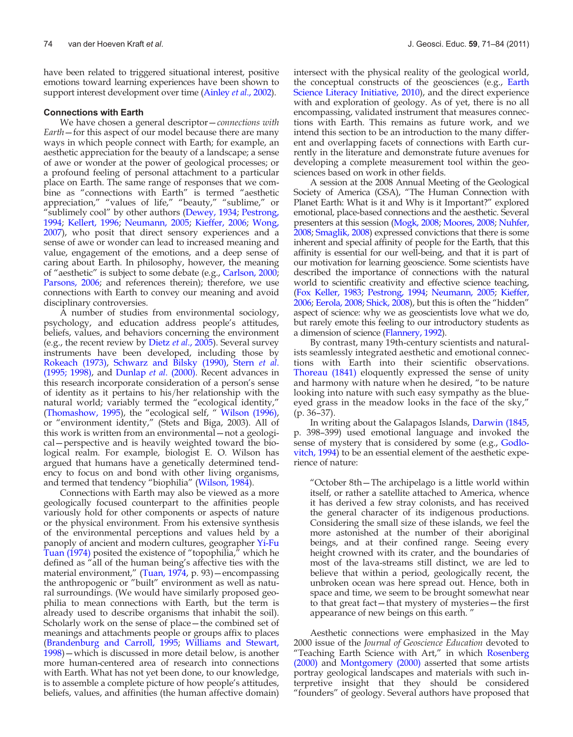have been related to triggered situational interest, positive emotions toward learning experiences have been shown to support interest development over time (Ainley *et al.*, 2002).

### Connections with Earth

We have chosen a general descriptor—*connections with Earth*—for this aspect of our model because there are many ways in which people connect with Earth; for example, an aesthetic appreciation for the beauty of a landscape; a sense of awe or wonder at the power of geological processes; or a profound feeling of personal attachment to a particular place on Earth. The same range of responses that we combine as "connections with Earth" is termed "aesthetic appreciation," "values of life," "beauty," "sublime," or "sublimely cool" by other authors (Dewey, 1934; Pestrong, 1994; Kellert, 1996; Neumann, 2005; Kieffer, 2006; Wong, 2007), who posit that direct sensory experiences and a sense of awe or wonder can lead to increased meaning and value, engagement of the emotions, and a deep sense of caring about Earth. In philosophy, however, the meaning of "aesthetic" is subject to some debate (e.g., Carlson, 2000; Parsons, 2006; and references therein); therefore, we use connections with Earth to convey our meaning and avoid disciplinary controversies.

A number of studies from environmental sociology, psychology, and education address people's attitudes, beliefs, values, and behaviors concerning the environment (e.g., the recent review by Dietz *et al.*, 2005). Several survey instruments have been developed, including those by Rokeach (1973), Schwarz and Bilsky (1990), Stern *et al.* (1995; 1998), and Dunlap *et al.* (2000). Recent advances in this research incorporate consideration of a person's sense of identity as it pertains to his/her relationship with the natural world; variably termed the "ecological identity," (Thomashow, 1995), the "ecological self, " Wilson (1996), or "environment identity," (Stets and Biga, 2003). All of this work is written from an environmental—not a geological—perspective and is heavily weighted toward the biological realm. For example, biologist E. O. Wilson has argued that humans have a genetically determined tendency to focus on and bond with other living organisms, and termed that tendency "biophilia" (Wilson, 1984).

Connections with Earth may also be viewed as a more geologically focused counterpart to the affinities people variously hold for other components or aspects of nature or the physical environment. From his extensive synthesis of the environmental perceptions and values held by a panoply of ancient and modern cultures, geographer Yi-Fu Tuan (1974) posited the existence of "topophilia," which he defined as "all of the human being's affective ties with the material environment," (Tuan, 1974, p. 93)—encompassing the anthropogenic or "built" environment as well as natural surroundings. (We would have similarly proposed geophilia to mean connections with Earth, but the term is already used to describe organisms that inhabit the soil). Scholarly work on the sense of place—the combined set of meanings and attachments people or groups affix to places (Brandenburg and Carroll, 1995; Williams and Stewart, 1998)—which is discussed in more detail below, is another more human-centered area of research into connections with Earth. What has not yet been done, to our knowledge, is to assemble a complete picture of how people's attitudes, beliefs, values, and affinities (the human affective domain) intersect with the physical reality of the geological world, the conceptual constructs of the geosciences (e.g., Earth Science Literacy Initiative, 2010), and the direct experience with and exploration of geology. As of yet, there is no all encompassing, validated instrument that measures connections with Earth. This remains as future work, and we intend this section to be an introduction to the many different and overlapping facets of connections with Earth currently in the literature and demonstrate future avenues for developing a complete measurement tool within the geosciences based on work in other fields.

A session at the 2008 Annual Meeting of the Geological Society of America (GSA), "The Human Connection with Planet Earth: What is it and Why is it Important?" explored emotional, place-based connections and the aesthetic. Several presenters at this session (Mogk, 2008; Moores, 2008; Nuhfer, 2008; Smaglik, 2008) expressed convictions that there is some inherent and special affinity of people for the Earth, that this affinity is essential for our well-being, and that it is part of our motivation for learning geoscience. Some scientists have described the importance of connections with the natural world to scientific creativity and effective science teaching, (Fox Keller, 1983; Pestrong, 1994; Neumann, 2005; Kieffer, 2006; Eerola, 2008; Shick, 2008), but this is often the "hidden" aspect of science: why we as geoscientists love what we do, but rarely emote this feeling to our introductory students as a dimension of science (Flannery, 1992).

By contrast, many 19th-century scientists and naturalists seamlessly integrated aesthetic and emotional connections with Earth into their scientific observations. Thoreau (1841) eloquently expressed the sense of unity and harmony with nature when he desired, "to be nature looking into nature with such easy sympathy as the blue-eyed grass in the meadow looks in the face of the sky," (p. 36–37).

In writing about the Galapagos Islands, Darwin (1845, p. 398–399) used emotional language and invoked the sense of mystery that is considered by some (e.g., Godlovitch, 1994) to be an essential element of the aesthetic experience of nature:

> "October 8th—The archipelago is a little world within itself, or rather a satellite attached to America, whence it has derived a few stray colonists, and has received the general character of its indigenous productions. Considering the small size of these islands, we feel the more astonished at the number of their aboriginal beings, and at their confined range. Seeing every height crowned with its crater, and the boundaries of most of the lava-streams still distinct, we are led to believe that within a period, geologically recent, the unbroken ocean was here spread out. Hence, both in space and time, we seem to be brought somewhat near to that great fact—that mystery of mysteries—the first appearance of new beings on this earth. "

Aesthetic connections were emphasized in the May 2000 issue of the *Journal of Geoscience Education* devoted to "Teaching Earth Science with Art," in which Rosenberg (2000) and Montgomery (2000) asserted that some artists portray geological landscapes and materials with such interpretive insight that they should be considered "founders" of geology. Several authors have proposed that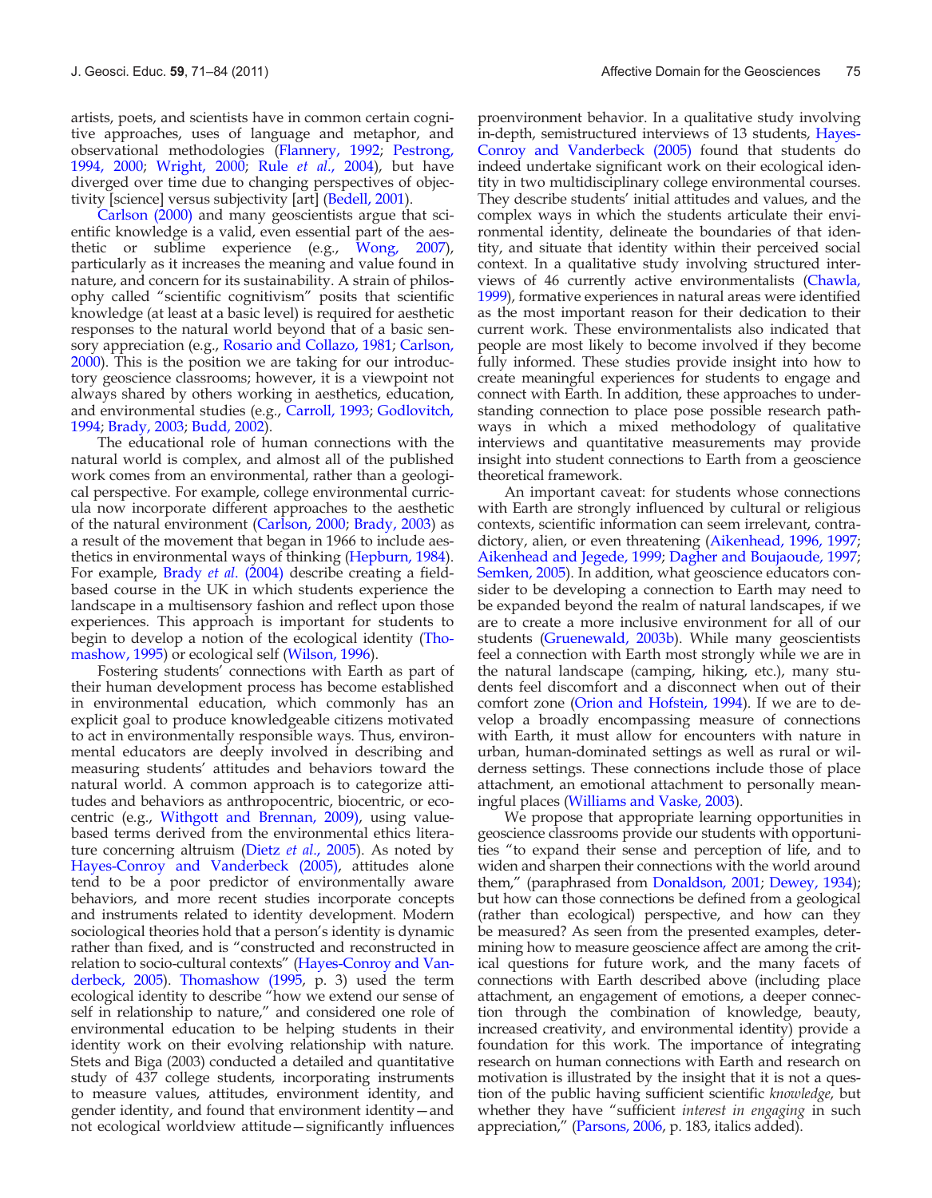artists, poets, and scientists have in common certain cognitive approaches, uses of language and metaphor, and observational methodologies (Flannery, 1992; Pestrong, 1994, 2000; Wright, 2000; Rule *et al.*, 2004), but have diverged over time due to changing perspectives of objectivity [science] versus subjectivity [art] (Bedell, 2001).

Carlson (2000) and many geoscientists argue that scientific knowledge is a valid, even essential part of the aesthetic or sublime experience (e.g., Wong, 2007), particularly as it increases the meaning and value found in nature, and concern for its sustainability. A strain of philosophy called "scientific cognitivism" posits that scientific knowledge (at least at a basic level) is required for aesthetic responses to the natural world beyond that of a basic sensory appreciation (e.g., Rosario and Collazo, 1981; Carlson, 2000). This is the position we are taking for our introductory geoscience classrooms; however, it is a viewpoint not always shared by others working in aesthetics, education, and environmental studies (e.g., Carroll, 1993; Godlovitch, 1994; Brady, 2003; Budd, 2002).

The educational role of human connections with the natural world is complex, and almost all of the published work comes from an environmental, rather than a geological perspective. For example, college environmental curricula now incorporate different approaches to the aesthetic of the natural environment (Carlson, 2000; Brady, 2003) as a result of the movement that began in 1966 to include aesthetics in environmental ways of thinking (Hepburn, 1984). For example, Brady *et al.* (2004) describe creating a field-based course in the UK in which students experience the landscape in a multisensory fashion and reflect upon those experiences. This approach is important for students to begin to develop a notion of the ecological identity (Thomashow, 1995) or ecological self (Wilson, 1996).

Fostering students' connections with Earth as part of their human development process has become established in environmental education, which commonly has an explicit goal to produce knowledgeable citizens motivated to act in environmentally responsible ways. Thus, environmental educators are deeply involved in describing and measuring students' attitudes and behaviors toward the natural world. A common approach is to categorize attitudes and behaviors as anthropocentric, biocentric, or ecocentric (e.g., Withgott and Brennan, 2009), using value-based terms derived from the environmental ethics literature concerning altruism (Dietz *et al.*, 2005). As noted by Hayes-Conroy and Vanderbeck (2005), attitudes alone tend to be a poor predictor of environmentally aware behaviors, and more recent studies incorporate concepts and instruments related to identity development. Modern sociological theories hold that a person's identity is dynamic rather than fixed, and is "constructed and reconstructed in relation to socio-cultural contexts" (Hayes-Conroy and Vanderbeck, 2005). Thomashow (1995, p. 3) used the term ecological identity to describe "how we extend our sense of self in relationship to nature," and considered one role of environmental education to be helping students in their identity work on their evolving relationship with nature. Stets and Biga (2003) conducted a detailed and quantitative study of 437 college students, incorporating instruments to measure values, attitudes, environment identity, and gender identity, and found that environment identity—and not ecological worldview attitude—significantly influences proenvironment behavior. In a qualitative study involving in-depth, semistructured interviews of 13 students, Hayes-Conroy and Vanderbeck (2005) found that students do indeed undertake significant work on their ecological identity in two multidisciplinary college environmental courses. They describe students' initial attitudes and values, and the complex ways in which the students articulate their environmental identity, delineate the boundaries of that identity, and situate that identity within their perceived social context. In a qualitative study involving structured interviews of 46 currently active environmentalists (Chawla, 1999), formative experiences in natural areas were identified as the most important reason for their dedication to their current work. These environmentalists also indicated that people are most likely to become involved if they become fully informed. These studies provide insight into how to create meaningful experiences for students to engage and connect with Earth. In addition, these approaches to understanding connection to place pose possible research pathways in which a mixed methodology of qualitative interviews and quantitative measurements may provide insight into student connections to Earth from a geoscience theoretical framework.

An important caveat: for students whose connections with Earth are strongly influenced by cultural or religious contexts, scientific information can seem irrelevant, contradictory, alien, or even threatening (Aikenhead, 1996, 1997; Aikenhead and Jegede, 1999; Dagher and Boujaoude, 1997; Semken, 2005). In addition, what geoscience educators consider to be developing a connection to Earth may need to be expanded beyond the realm of natural landscapes, if we are to create a more inclusive environment for all of our students (Gruenewald, 2003b). While many geoscientists feel a connection with Earth most strongly while we are in the natural landscape (camping, hiking, etc.), many students feel discomfort and a disconnect when out of their comfort zone (Orion and Hofstein, 1994). If we are to develop a broadly encompassing measure of connections with Earth, it must allow for encounters with nature in urban, human-dominated settings as well as rural or wilderness settings. These connections include those of place attachment, an emotional attachment to personally meaningful places (Williams and Vaske, 2003).

We propose that appropriate learning opportunities in geoscience classrooms provide our students with opportunities "to expand their sense and perception of life, and to widen and sharpen their connections with the world around them," (paraphrased from Donaldson, 2001; Dewey, 1934); but how can those connections be defined from a geological (rather than ecological) perspective, and how can they be measured? As seen from the presented examples, determining how to measure geoscience affect are among the critical questions for future work, and the many facets of connections with Earth described above (including place attachment, an engagement of emotions, a deeper connection through the combination of knowledge, beauty, increased creativity, and environmental identity) provide a foundation for this work. The importance of integrating research on human connections with Earth and research on motivation is illustrated by the insight that it is not a question of the public having sufficient scientific *knowledge*, but whether they have "sufficient *interest in engaging* in such appreciation," (Parsons, 2006, p. 183, italics added).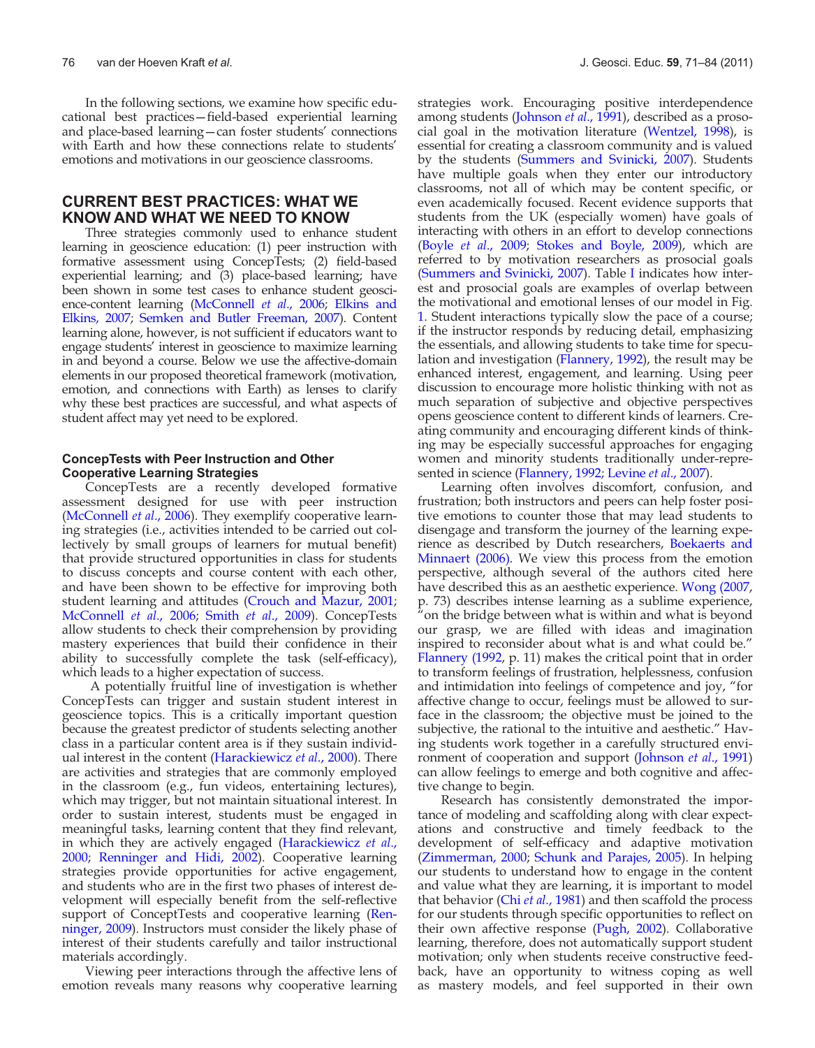In the following sections, we examine how specific educational best practices—field-based experiential learning and place-based learning—can foster students' connections with Earth and how these connections relate to students' emotions and motivations in our geoscience classrooms.

## CURRENT BEST PRACTICES: WHAT WE KNOW AND WHAT WE NEED TO KNOW

Three strategies commonly used to enhance student learning in geoscience education: (1) peer instruction with formative assessment using ConcepTests; (2) field-based experiential learning; and (3) place-based learning; have been shown in some test cases to enhance student geoscience-content learning (McConnell *et al*., 2006; Elkins and Elkins, 2007; Semken and Butler Freeman, 2007). Content learning alone, however, is not sufficient if educators want to engage students' interest in geoscience to maximize learning in and beyond a course. Below we use the affective-domain elements in our proposed theoretical framework (motivation, emotion, and connections with Earth) as lenses to clarify why these best practices are successful, and what aspects of student affect may yet need to be explored.

### ConcepTests with Peer Instruction and Other Cooperative Learning Strategies

ConcepTests are a recently developed formative assessment designed for use with peer instruction (McConnell *et al*., 2006). They exemplify cooperative learning strategies (i.e., activities intended to be carried out collectively by small groups of learners for mutual benefit) that provide structured opportunities in class for students to discuss concepts and course content with each other, and have been shown to be effective for improving both student learning and attitudes (Crouch and Mazur, 2001; McConnell *et al*., 2006; Smith *et al*., 2009). ConcepTests allow students to check their comprehension by providing mastery experiences that build their confidence in their ability to successfully complete the task (self-efficacy), which leads to a higher expectation of success.

A potentially fruitful line of investigation is whether ConcepTests can trigger and sustain student interest in geoscience topics. This is a critically important question because the greatest predictor of students selecting another class in a particular content area is if they sustain individual interest in the content (Harackiewicz *et al*., 2000). There are activities and strategies that are commonly employed in the classroom (e.g., fun videos, entertaining lectures), which may trigger, but not maintain situational interest. In order to sustain interest, students must be engaged in meaningful tasks, learning content that they find relevant, in which they are actively engaged (Harackiewicz *et al*., 2000; Renninger and Hidi, 2002). Cooperative learning strategies provide opportunities for active engagement, and students who are in the first two phases of interest development will especially benefit from the self-reflective support of ConceptTests and cooperative learning (Renninger, 2009). Instructors must consider the likely phase of interest of their students carefully and tailor instructional materials accordingly.

Viewing peer interactions through the affective lens of emotion reveals many reasons why cooperative learning strategies work. Encouraging positive interdependence among students (Johnson *et al*., 1991), described as a prosocial goal in the motivation literature (Wentzel, 1998), is essential for creating a classroom community and is valued by the students (Summers and Svinicki, 2007). Students have multiple goals when they enter our introductory classrooms, not all of which may be content specific, or even academically focused. Recent evidence supports that students from the UK (especially women) have goals of interacting with others in an effort to develop connections (Boyle *et al*., 2009; Stokes and Boyle, 2009), which are referred to by motivation researchers as prosocial goals (Summers and Svinicki, 2007). Table I indicates how interest and prosocial goals are examples of overlap between the motivational and emotional lenses of our model in Fig. 1. Student interactions typically slow the pace of a course; if the instructor responds by reducing detail, emphasizing the essentials, and allowing students to take time for speculation and investigation (Flannery, 1992), the result may be enhanced interest, engagement, and learning. Using peer discussion to encourage more holistic thinking with not as much separation of subjective and objective perspectives opens geoscience content to different kinds of learners. Creating community and encouraging different kinds of thinking may be especially successful approaches for engaging women and minority students traditionally under-represented in science (Flannery, 1992; Levine *et al*., 2007).

Learning often involves discomfort, confusion, and frustration; both instructors and peers can help foster positive emotions to counter those that may lead students to disengage and transform the journey of the learning experience as described by Dutch researchers, Boekaerts and Minnaert (2006). We view this process from the emotion perspective, although several of the authors cited here have described this as an aesthetic experience. Wong (2007, p. 73) describes intense learning as a sublime experience, "on the bridge between what is within and what is beyond our grasp, we are filled with ideas and imagination inspired to reconsider about what is and what could be." Flannery (1992, p. 11) makes the critical point that in order to transform feelings of frustration, helplessness, confusion and intimidation into feelings of competence and joy, "for affective change to occur, feelings must be allowed to surface in the classroom; the objective must be joined to the subjective, the rational to the intuitive and aesthetic." Having students work together in a carefully structured environment of cooperation and support (Johnson *et al*., 1991) can allow feelings to emerge and both cognitive and affective change to begin.

Research has consistently demonstrated the importance of modeling and scaffolding along with clear expectations and constructive and timely feedback to the development of self-efficacy and adaptive motivation (Zimmerman, 2000; Schunk and Parajes, 2005). In helping our students to understand how to engage in the content and value what they are learning, it is important to model that behavior (Chi *et al*., 1981) and then scaffold the process for our students through specific opportunities to reflect on their own affective response (Pugh, 2002). Collaborative learning, therefore, does not automatically support student motivation; only when students receive constructive feedback, have an opportunity to witness coping as well as mastery models, and feel supported in their own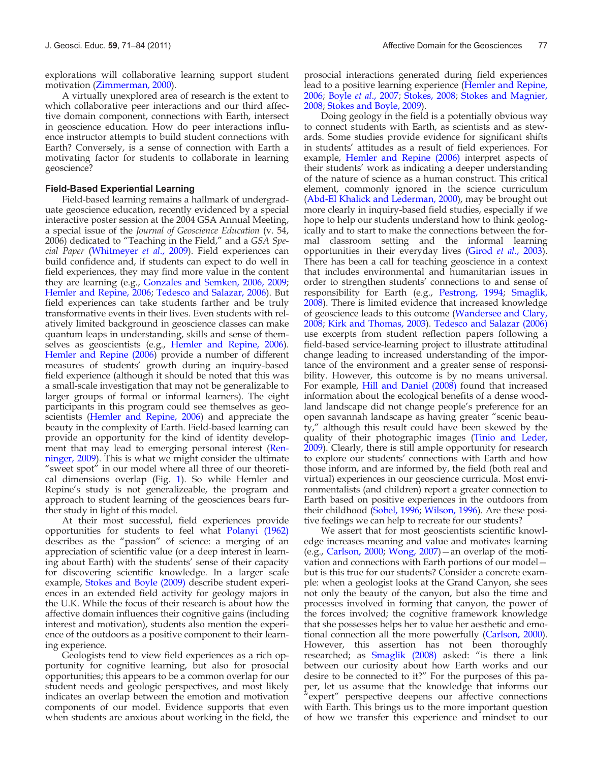explorations will collaborative learning support student motivation (Zimmerman, 2000).

A virtually unexplored area of research is the extent to which collaborative peer interactions and our third affective domain component, connections with Earth, intersect in geoscience education. How do peer interactions influence instructor attempts to build student connections with Earth? Conversely, is a sense of connection with Earth a motivating factor for students to collaborate in learning geoscience?

### Field-Based Experiential Learning

Field-based learning remains a hallmark of undergraduate geoscience education, recently evidenced by a special interactive poster session at the 2004 GSA Annual Meeting, a special issue of the *Journal of Geoscience Education* (v. 54, 2006) dedicated to "Teaching in the Field," and a *GSA Special Paper* (Whitmeyer *et al*., 2009). Field experiences can build confidence and, if students can expect to do well in field experiences, they may find more value in the content they are learning (e.g., Gonzales and Semken, 2006, 2009; Hemler and Repine, 2006; Tedesco and Salazar, 2006). But field experiences can take students farther and be truly transformative events in their lives. Even students with relatively limited background in geoscience classes can make quantum leaps in understanding, skills and sense of themselves as geoscientists (e.g., Hemler and Repine, 2006). Hemler and Repine (2006) provide a number of different measures of students' growth during an inquiry-based field experience (although it should be noted that this was a small-scale investigation that may not be generalizable to larger groups of formal or informal learners). The eight participants in this program could see themselves as geoscientists (Hemler and Repine, 2006) and appreciate the beauty in the complexity of Earth. Field-based learning can provide an opportunity for the kind of identity development that may lead to emerging personal interest (Renninger, 2009). This is what we might consider the ultimate "sweet spot" in our model where all three of our theoretical dimensions overlap (Fig. 1). So while Hemler and Repine's study is not generalizeable, the program and approach to student learning of the geosciences bears further study in light of this model.

At their most successful, field experiences provide opportunities for students to feel what Polanyi (1962) describes as the "passion" of science: a merging of an appreciation of scientific value (or a deep interest in learning about Earth) with the students' sense of their capacity for discovering scientific knowledge. In a larger scale example, Stokes and Boyle (2009) describe student experiences in an extended field activity for geology majors in the U.K. While the focus of their research is about how the affective domain influences their cognitive gains (including interest and motivation), students also mention the experience of the outdoors as a positive component to their learning experience.

Geologists tend to view field experiences as a rich opportunity for cognitive learning, but also for prosocial opportunities; this appears to be a common overlap for our student needs and geologic perspectives, and most likely indicates an overlap between the emotion and motivation components of our model. Evidence supports that even when students are anxious about working in the field, the prosocial interactions generated during field experiences lead to a positive learning experience (Hemler and Repine, 2006; Boyle *et al*., 2007; Stokes, 2008; Stokes and Magnier, 2008; Stokes and Boyle, 2009).

Doing geology in the field is a potentially obvious way to connect students with Earth, as scientists and as stewards. Some studies provide evidence for significant shifts in students' attitudes as a result of field experiences. For example, Hemler and Repine (2006) interpret aspects of their students' work as indicating a deeper understanding of the nature of science as a human construct. This critical element, commonly ignored in the science curriculum (Abd-El Khalick and Lederman, 2000), may be brought out more clearly in inquiry-based field studies, especially if we hope to help our students understand how to think geologically and to start to make the connections between the formal classroom setting and the informal learning opportunities in their everyday lives (Girod *et al*., 2003). There has been a call for teaching geoscience in a context that includes environmental and humanitarian issues in order to strengthen students' connections to and sense of responsibility for Earth (e.g., Pestrong, 1994; Smaglik, 2008). There is limited evidence that increased knowledge of geoscience leads to this outcome (Wandersee and Clary, 2008; Kirk and Thomas, 2003). Tedesco and Salazar (2006) use excerpts from student reflection papers following a field-based service-learning project to illustrate attitudinal change leading to increased understanding of the importance of the environment and a greater sense of responsibility. However, this outcome is by no means universal. For example, Hill and Daniel (2008) found that increased information about the ecological benefits of a dense woodland landscape did not change people's preference for an open savannah landscape as having greater "scenic beauty," although this result could have been skewed by the quality of their photographic images (Tinio and Leder, 2009). Clearly, there is still ample opportunity for research to explore our students' connections with Earth and how those inform, and are informed by, the field (both real and virtual) experiences in our geoscience curricula. Most environmentalists (and children) report a greater connection to Earth based on positive experiences in the outdoors from their childhood (Sobel, 1996; Wilson, 1996). Are these positive feelings we can help to recreate for our students?

We assert that for most geoscientists scientific knowledge increases meaning and value and motivates learning (e.g., Carlson, 2000; Wong, 2007)—an overlap of the motivation and connections with Earth portions of our model—but is this true for our students? Consider a concrete example: when a geologist looks at the Grand Canyon, she sees not only the beauty of the canyon, but also the time and processes involved in forming that canyon, the power of the forces involved; the cognitive framework knowledge that she possesses helps her to value her aesthetic and emotional connection all the more powerfully (Carlson, 2000). However, this assertion has not been thoroughly researched; as Smaglik (2008) asked: "is there a link between our curiosity about how Earth works and our desire to be connected to it?" For the purposes of this paper, let us assume that the knowledge that informs our "expert" perspective deepens our affective connections with Earth. This brings us to the more important question of how we transfer this experience and mindset to our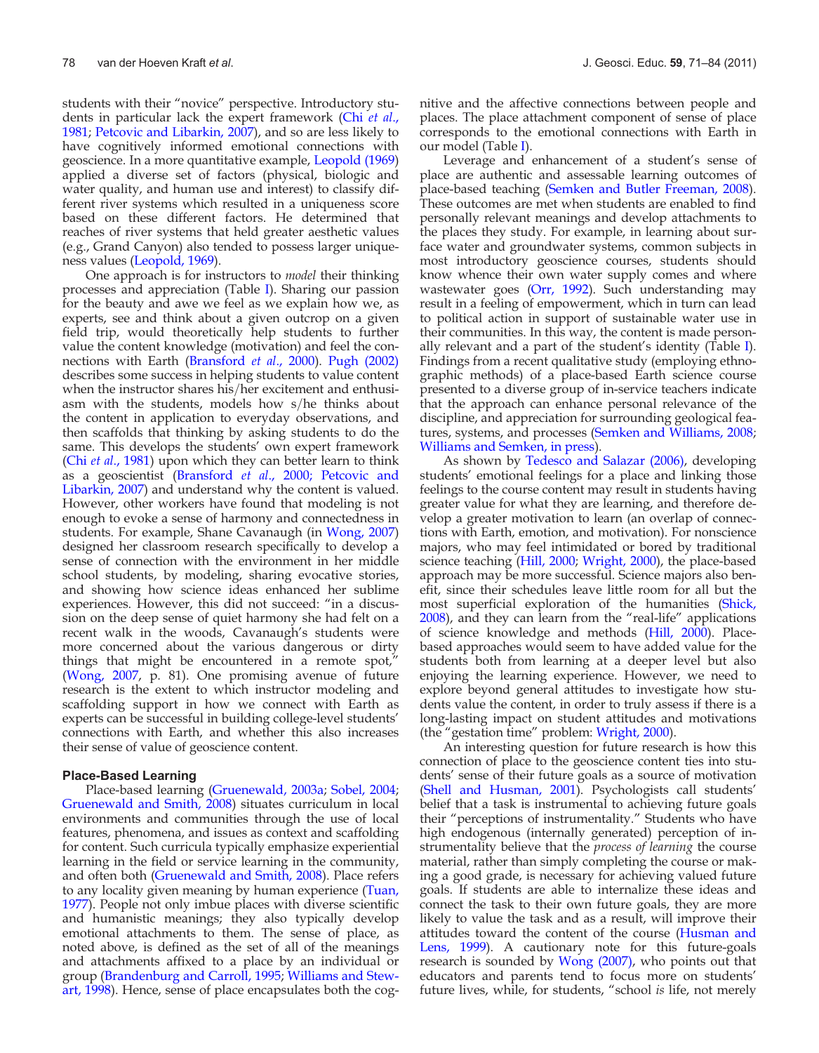students with their "novice" perspective. Introductory students in particular lack the expert framework (Chi *et al.*, 1981; Petcovic and Libarkin, 2007), and so are less likely to have cognitively informed emotional connections with geoscience. In a more quantitative example, Leopold (1969) applied a diverse set of factors (physical, biologic and water quality, and human use and interest) to classify different river systems which resulted in a uniqueness score based on these different factors. He determined that reaches of river systems that held greater aesthetic values (e.g., Grand Canyon) also tended to possess larger uniqueness values (Leopold, 1969).

One approach is for instructors to *model* their thinking processes and appreciation (Table I). Sharing our passion for the beauty and awe we feel as we explain how we, as experts, see and think about a given outcrop on a given field trip, would theoretically help students to further value the content knowledge (motivation) and feel the connections with Earth (Bransford *et al.*, 2000). Pugh (2002) describes some success in helping students to value content when the instructor shares his/her excitement and enthusiasm with the students, models how s/he thinks about the content in application to everyday observations, and then scaffolds that thinking by asking students to do the same. This develops the students' own expert framework (Chi *et al.*, 1981) upon which they can better learn to think as a geoscientist (Bransford *et al.*, 2000; Petcovic and Libarkin, 2007) and understand why the content is valued. However, other workers have found that modeling is not enough to evoke a sense of harmony and connectedness in students. For example, Shane Cavanaugh (in Wong, 2007) designed her classroom research specifically to develop a sense of connection with the environment in her middle school students, by modeling, sharing evocative stories, and showing how science ideas enhanced her sublime experiences. However, this did not succeed: "in a discussion on the deep sense of quiet harmony she had felt on a recent walk in the woods, Cavanaugh's students were more concerned about the various dangerous or dirty things that might be encountered in a remote spot," (Wong, 2007, p. 81). One promising avenue of future research is the extent to which instructor modeling and scaffolding support in how we connect with Earth as experts can be successful in building college-level students' connections with Earth, and whether this also increases their sense of value of geoscience content.

### Place-Based Learning

Place-based learning (Gruenewald, 2003a; Sobel, 2004; Gruenewald and Smith, 2008) situates curriculum in local environments and communities through the use of local features, phenomena, and issues as context and scaffolding for content. Such curricula typically emphasize experiential learning in the field or service learning in the community, and often both (Gruenewald and Smith, 2008). Place refers to any locality given meaning by human experience (Tuan, 1977). People not only imbue places with diverse scientific and humanistic meanings; they also typically develop emotional attachments to them. The sense of place, as noted above, is defined as the set of all of the meanings and attachments affixed to a place by an individual or group (Brandenburg and Carroll, 1995; Williams and Stewart, 1998). Hence, sense of place encapsulates both the cognitive and the affective connections between people and places. The place attachment component of sense of place corresponds to the emotional connections with Earth in our model (Table I).

Leverage and enhancement of a student's sense of place are authentic and assessable learning outcomes of place-based teaching (Semken and Butler Freeman, 2008). These outcomes are met when students are enabled to find personally relevant meanings and develop attachments to the places they study. For example, in learning about surface water and groundwater systems, common subjects in most introductory geoscience courses, students should know whence their own water supply comes and where wastewater goes (Orr, 1992). Such understanding may result in a feeling of empowerment, which in turn can lead to political action in support of sustainable water use in their communities. In this way, the content is made personally relevant and a part of the student's identity (Table I). Findings from a recent qualitative study (employing ethnographic methods) of a place-based Earth science course presented to a diverse group of in-service teachers indicate that the approach can enhance personal relevance of the discipline, and appreciation for surrounding geological features, systems, and processes (Semken and Williams, 2008; Williams and Semken, in press).

As shown by Tedesco and Salazar (2006), developing students' emotional feelings for a place and linking those feelings to the course content may result in students having greater value for what they are learning, and therefore develop a greater motivation to learn (an overlap of connections with Earth, emotion, and motivation). For nonscience majors, who may feel intimidated or bored by traditional science teaching (Hill, 2000; Wright, 2000), the place-based approach may be more successful. Science majors also benefit, since their schedules leave little room for all but the most superficial exploration of the humanities (Shick, 2008), and they can learn from the "real-life" applications of science knowledge and methods (Hill, 2000). Place-based approaches would seem to have added value for the students both from learning at a deeper level but also enjoying the learning experience. However, we need to explore beyond general attitudes to investigate how students value the content, in order to truly assess if there is a long-lasting impact on student attitudes and motivations (the "gestation time" problem: Wright, 2000).

An interesting question for future research is how this connection of place to the geoscience content ties into students' sense of their future goals as a source of motivation (Shell and Husman, 2001). Psychologists call students' belief that a task is instrumental to achieving future goals their "perceptions of instrumentality." Students who have high endogenous (internally generated) perception of instrumentality believe that the *process of learning* the course material, rather than simply completing the course or making a good grade, is necessary for achieving valued future goals. If students are able to internalize these ideas and connect the task to their own future goals, they are more likely to value the task and as a result, will improve their attitudes toward the content of the course (Husman and Lens, 1999). A cautionary note for this future-goals research is sounded by Wong (2007), who points out that educators and parents tend to focus more on students' future lives, while, for students, "school *is* life, not merely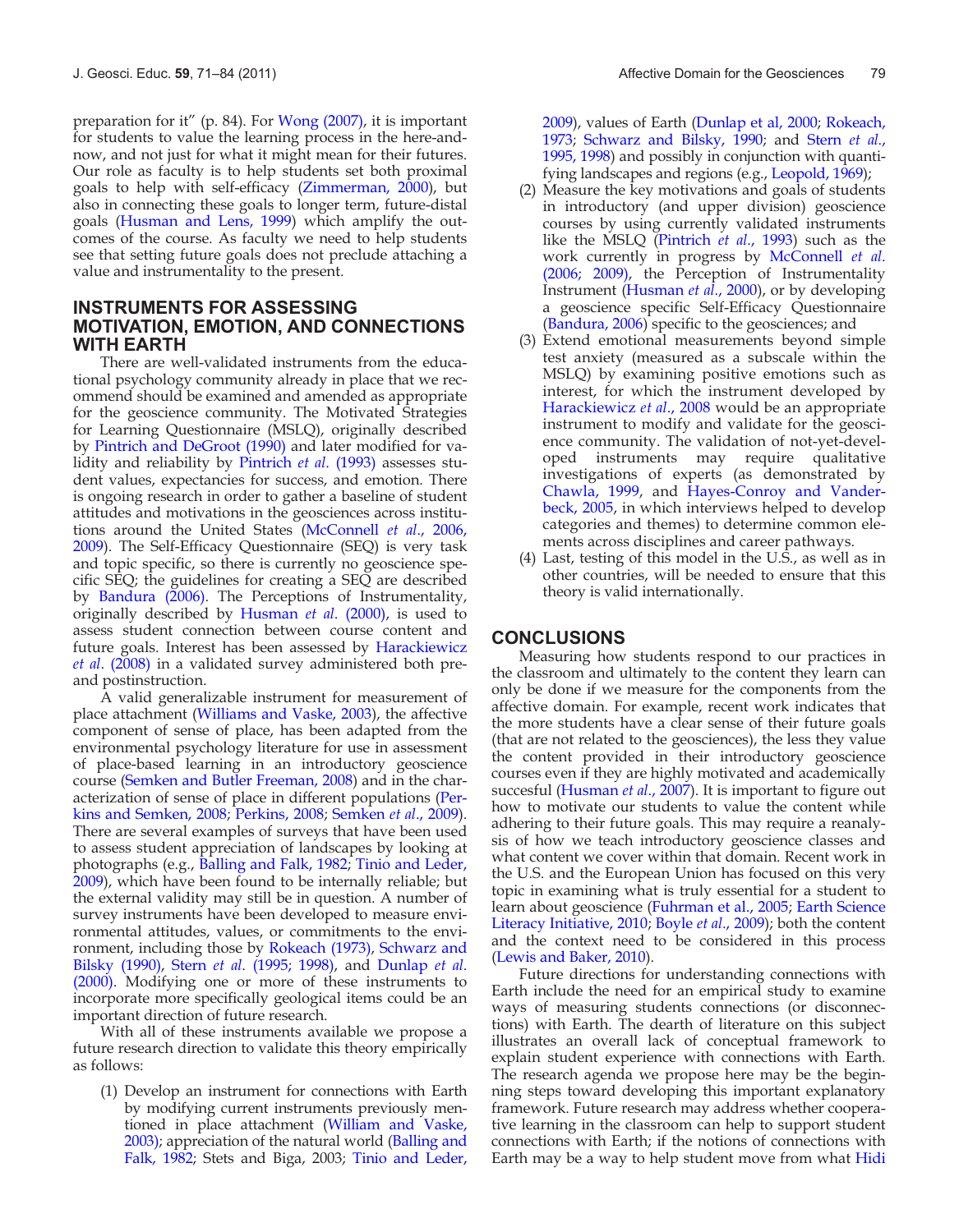preparation for it" (p. 84). For Wong (2007), it is important for students to value the learning process in the here-and-now, and not just for what it might mean for their futures. Our role as faculty is to help students set both proximal goals to help with self-efficacy (Zimmerman, 2000), but also in connecting these goals to longer term, future-distal goals (Husman and Lens, 1999) which amplify the outcomes of the course. As faculty we need to help students see that setting future goals does not preclude attaching a value and instrumentality to the present.

## INSTRUMENTS FOR ASSESSING MOTIVATION, EMOTION, AND CONNECTIONS WITH EARTH

There are well-validated instruments from the educational psychology community already in place that we recommend should be examined and amended as appropriate for the geoscience community. The Motivated Strategies for Learning Questionnaire (MSLQ), originally described by Pintrich and DeGroot (1990) and later modified for validity and reliability by Pintrich *et al*. (1993) assesses student values, expectancies for success, and emotion. There is ongoing research in order to gather a baseline of student attitudes and motivations in the geosciences across institutions around the United States (McConnell *et al*., 2006, 2009). The Self-Efficacy Questionnaire (SEQ) is very task and topic specific, so there is currently no geoscience specific SEQ; the guidelines for creating a SEQ are described by Bandura (2006). The Perceptions of Instrumentality, originally described by Husman *et al*. (2000), is used to assess student connection between course content and future goals. Interest has been assessed by Harackiewicz *et al*. (2008) in a validated survey administered both pre- and postinstruction.

A valid generalizable instrument for measurement of place attachment (Williams and Vaske, 2003), the affective component of sense of place, has been adapted from the environmental psychology literature for use in assessment of place-based learning in an introductory geoscience course (Semken and Butler Freeman, 2008) and in the characterization of sense of place in different populations (Perkins and Semken, 2008; Perkins, 2008; Semken *et al*., 2009). There are several examples of surveys that have been used to assess student appreciation of landscapes by looking at photographs (e.g., Balling and Falk, 1982; Tinio and Leder, 2009), which have been found to be internally reliable; but the external validity may still be in question. A number of survey instruments have been developed to measure environmental attitudes, values, or commitments to the environment, including those by Rokeach (1973), Schwarz and Bilsky (1990), Stern *et al*. (1995; 1998), and Dunlap *et al*. (2000). Modifying one or more of these instruments to incorporate more specifically geological items could be an important direction of future research.

With all of these instruments available we propose a future research direction to validate this theory empirically as follows:

1. Develop an instrument for connections with Earth by modifying current instruments previously mentioned in place attachment (William and Vaske, 2003); appreciation of the natural world (Balling and Falk, 1982; Stets and Biga, 2003; Tinio and Leder, 2009), values of Earth (Dunlap et al, 2000; Rokeach, 1973; Schwarz and Bilsky, 1990; and Stern *et al*., 1995, 1998) and possibly in conjunction with quantifying landscapes and regions (e.g., Leopold, 1969);
2. Measure the key motivations and goals of students in introductory (and upper division) geoscience courses by using currently validated instruments like the MSLQ (Pintrich *et al*., 1993) such as the work currently in progress by McConnell *et al*. (2006; 2009), the Perception of Instrumentality Instrument (Husman *et al*., 2000), or by developing a geoscience specific Self-Efficacy Questionnaire (Bandura, 2006) specific to the geosciences; and
3. Extend emotional measurements beyond simple test anxiety (measured as a subscale within the MSLQ) by examining positive emotions such as interest, for which the instrument developed by Harackiewicz *et al*., 2008 would be an appropriate instrument to modify and validate for the geoscience community. The validation of not-yet-developed instruments may require qualitative investigations of experts (as demonstrated by Chawla, 1999, and Hayes-Conroy and Vanderbeck, 2005, in which interviews helped to develop categories and themes) to determine common elements across disciplines and career pathways.
4. Last, testing of this model in the U.S., as well as in other countries, will be needed to ensure that this theory is valid internationally.

## CONCLUSIONS

Measuring how students respond to our practices in the classroom and ultimately to the content they learn can only be done if we measure for the components from the affective domain. For example, recent work indicates that the more students have a clear sense of their future goals (that are not related to the geosciences), the less they value the content provided in their introductory geoscience courses even if they are highly motivated and academically succesful (Husman *et al*., 2007). It is important to figure out how to motivate our students to value the content while adhering to their future goals. This may require a reanalysis of how we teach introductory geoscience classes and what content we cover within that domain. Recent work in the U.S. and the European Union has focused on this very topic in examining what is truly essential for a student to learn about geoscience (Fuhrman et al., 2005; Earth Science Literacy Initiative, 2010; Boyle *et al*., 2009); both the content and the context need to be considered in this process (Lewis and Baker, 2010).

Future directions for understanding connections with Earth include the need for an empirical study to examine ways of measuring students connections (or disconnections) with Earth. The dearth of literature on this subject illustrates an overall lack of conceptual framework to explain student experience with connections with Earth. The research agenda we propose here may be the beginning steps toward developing this important explanatory framework. Future research may address whether cooperative learning in the classroom can help to support student connections with Earth; if the notions of connections with Earth may be a way to help student move from what Hidi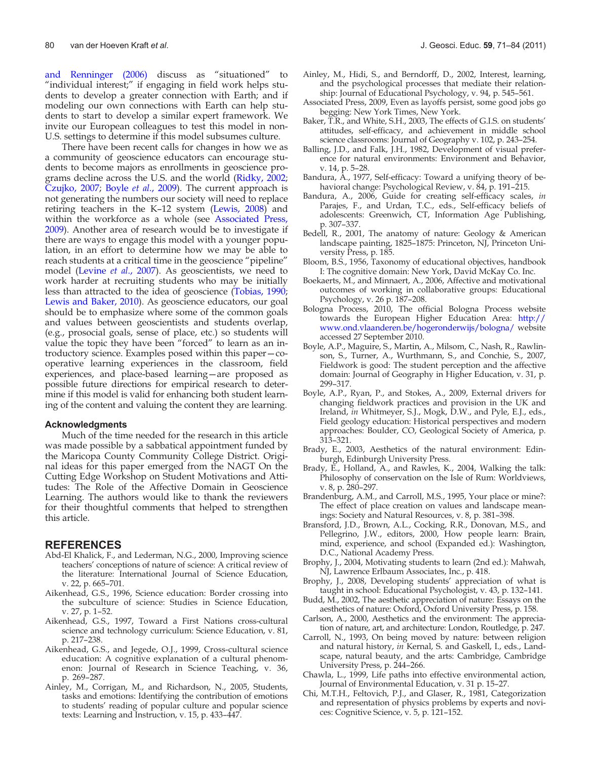and Renninger (2006) discuss as "situationed" to "individual interest;" if engaging in field work helps students to develop a greater connection with Earth; and if modeling our own connections with Earth can help students to start to develop a similar expert framework. We invite our European colleagues to test this model in non-U.S. settings to determine if this model subsumes culture.

There have been recent calls for changes in how we as a community of geoscience educators can encourage students to become majors as enrollments in geoscience programs decline across the U.S. and the world (Ridky, 2002; Czujko, 2007; Boyle *et al*., 2009). The current approach is not generating the numbers our society will need to replace retiring teachers in the K–12 system (Lewis, 2008) and within the workforce as a whole (see Associated Press, 2009). Another area of research would be to investigate if there are ways to engage this model with a younger population, in an effort to determine how we may be able to reach students at a critical time in the geoscience "pipeline" model (Levine *et al*., 2007). As geoscientists, we need to work harder at recruiting students who may be initially less than attracted to the idea of geoscience (Tobias, 1990; Lewis and Baker, 2010). As geoscience educators, our goal should be to emphasize where some of the common goals and values between geoscientists and students overlap, (e.g., prosocial goals, sense of place, etc.) so students will value the topic they have been "forced" to learn as an introductory science. Examples posed within this paper—cooperative learning experiences in the classroom, field experiences, and place-based learning—are proposed as possible future directions for empirical research to determine if this model is valid for enhancing both student learning of the content and valuing the content they are learning.

### Acknowledgments

Much of the time needed for the research in this article was made possible by a sabbatical appointment funded by the Maricopa County Community College District. Original ideas for this paper emerged from the NAGT On the Cutting Edge Workshop on Student Motivations and Attitudes: The Role of the Affective Domain in Geoscience Learning. The authors would like to thank the reviewers for their thoughtful comments that helped to strengthen this article.

## REFERENCES

Abd-El Khalick, F., and Lederman, N.G., 2000, Improving science teachers' conceptions of nature of science: A critical review of the literature: International Journal of Science Education, v. 22, p. 665–701.

Aikenhead, G.S., 1996, Science education: Border crossing into the subculture of science: Studies in Science Education, v. 27, p. 1–52.

Aikenhead, G.S., 1997, Toward a First Nations cross-cultural science and technology curriculum: Science Education, v. 81, p. 217–238.

Aikenhead, G.S., and Jegede, O.J., 1999, Cross-cultural science education: A cognitive explanation of a cultural phenomenon: Journal of Research in Science Teaching, v. 36, p. 269–287.

Ainley, M., Corrigan, M., and Richardson, N., 2005, Students, tasks and emotions: Identifying the contribution of emotions to students' reading of popular culture and popular science texts: Learning and Instruction, v. 15, p. 433–447.

Ainley, M., Hidi, S., and Berndorff, D., 2002, Interest, learning, and the psychological processes that mediate their relationship: Journal of Educational Psychology, v. 94, p. 545–561.

Associated Press, 2009, Even as layoffs persist, some good jobs go begging: New York Times, New York.

Baker, T.R., and White, S.H., 2003, The effects of G.I.S. on students' attitudes, self-efficacy, and achievement in middle school science classrooms: Journal of Geography v. 102, p. 243–254.

Balling, J.D., and Falk, J.H., 1982, Development of visual preference for natural environments: Environment and Behavior, v. 14, p. 5–28.

Bandura, A., 1977, Self-efficacy: Toward a unifying theory of behavioral change: Psychological Review, v. 84, p. 191–215.

Bandura, A., 2006, Guide for creating self-efficacy scales, *in* Parajes, F., and Urdan, T.C., eds., Self-efficacy beliefs of adolescents: Greenwich, CT, Information Age Publishing, p. 307–337.

Bedell, R., 2001, The anatomy of nature: Geology & American landscape painting, 1825–1875: Princeton, NJ, Princeton University Press, p. 185.

Bloom, B.S., 1956, Taxonomy of educational objectives, handbook I: The cognitive domain: New York, David McKay Co. Inc.

Boekaerts, M., and Minnaert, A., 2006, Affective and motivational outcomes of working in collaborative groups: Educational Psychology, v. 26 p. 187–208.

Bologna Process, 2010, The official Bologna Process website towards the European Higher Education Area: http://www.ond.vlaanderen.be/hogeronderwijs/bologna/ website accessed 27 September 2010.

Boyle, A.P., Maguire, S., Martin, A., Milsom, C., Nash, R., Rawlinson, S., Turner, A., Wurthmann, S., and Conchie, S., 2007, Fieldwork is good: The student perception and the affective domain: Journal of Geography in Higher Education, v. 31, p. 299–317.

Boyle, A.P., Ryan, P., and Stokes, A., 2009, External drivers for changing fieldwork practices and provision in the UK and Ireland, *in* Whitmeyer, S.J., Mogk, D.W., and Pyle, E.J., eds., Field geology education: Historical perspectives and modern approaches: Boulder, CO, Geological Society of America, p. 313–321.

Brady, E., 2003, Aesthetics of the natural environment: Edinburgh, Edinburgh University Press.

Brady, E., Holland, A., and Rawles, K., 2004, Walking the talk: Philosophy of conservation on the Isle of Rum: Worldviews, v. 8, p. 280–297.

Brandenburg, A.M., and Carroll, M.S., 1995, Your place or mine?: The effect of place creation on values and landscape meanings: Society and Natural Resources, v. 8, p. 381–398.

Bransford, J.D., Brown, A.L., Cocking, R.R., Donovan, M.S., and Pellegrino, J.W., editors, 2000, How people learn: Brain, mind, experience, and school (Expanded ed.): Washington, D.C., National Academy Press.

Brophy, J., 2004, Motivating students to learn (2nd ed.): Mahwah, NJ, Lawrence Erlbaum Associates, Inc., p. 418.

Brophy, J., 2008, Developing students' appreciation of what is taught in school: Educational Psychologist, v. 43, p. 132–141.

Budd, M., 2002, The aesthetic appreciation of nature: Essays on the aesthetics of nature: Oxford, Oxford University Press, p. 158.

Carlson, A., 2000, Aesthetics and the environment: The appreciation of nature, art, and architecture: London, Routledge, p. 247.

Carroll, N., 1993, On being moved by nature: between religion and natural history, *in* Kernal, S. and Gaskell, I., eds., Landscape, natural beauty, and the arts: Cambridge, Cambridge University Press, p. 244–266.

Chawla, L., 1999, Life paths into effective environmental action, Journal of Environmental Education, v. 31 p. 15–27.

Chi, M.T.H., Feltovich, P.J., and Glaser, R., 1981, Categorization and representation of physics problems by experts and novices: Cognitive Science, v. 5, p. 121–152.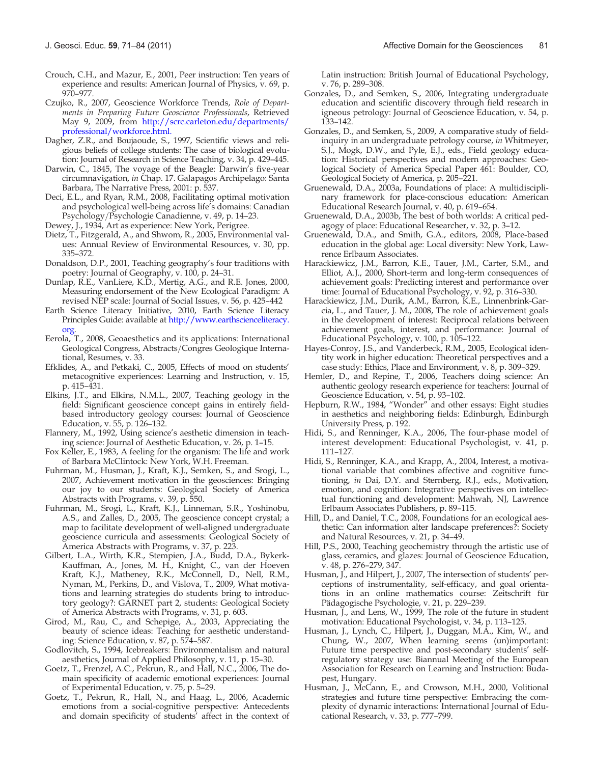Crouch, C.H., and Mazur, E., 2001, Peer instruction: Ten years of experience and results: American Journal of Physics, v. 69, p. 970–977.

Czujko, R., 2007, Geoscience Workforce Trends, *Role of Departments in Preparing Future Geoscience Professionals*, Retrieved May 9, 2009, from http://scrc.carleton.edu/departments/professional/workforce.html.

Dagher, Z.R., and Boujaoude, S., 1997, Scientific views and religious beliefs of college students: The case of biological evolution: Journal of Research in Science Teaching, v. 34, p. 429–445.

Darwin, C., 1845, The voyage of the Beagle: Darwin's five-year circumnavigation, *in* Chap. 17. Galapagos Archipelago: Santa Barbara, The Narrative Press, 2001: p. 537.

Deci, E.L., and Ryan, R.M., 2008, Facilitating optimal motivation and psychological well-being across life's domains: Canadian Psychology/Psychologie Canadienne, v. 49, p. 14–23.

Dewey, J., 1934, Art as experience: New York, Perigree.

Dietz, T., Fitzgerald, A., and Shwom, R., 2005, Environmental values: Annual Review of Environmental Resources, v. 30, pp. 335–372.

Donaldson, D.P., 2001, Teaching geography's four traditions with poetry: Journal of Geography, v. 100, p. 24–31.

Dunlap, R.E., VanLiere, K.D., Mertig, A.G., and R.E. Jones, 2000, Measuring endorsement of the New Ecological Paradigm: A revised NEP scale: Journal of Social Issues, v. 56, p. 425–442

Earth Science Literacy Initiative, 2010, Earth Science Literacy Principles Guide: available at http://www.earthscienceliteracy.org.

Eerola, T., 2008, Geoaesthetics and its applications: International Geological Congress, Abstracts/Congres Geologique International, Resumes, v. 33.

Efklides, A., and Petkaki, C., 2005, Effects of mood on students' metacognitive experiences: Learning and Instruction, v. 15, p. 415–431.

Elkins, J.T., and Elkins, N.M.L., 2007, Teaching geology in the field: Significant geoscience concept gains in entirely field-based introductory geology courses: Journal of Geoscience Education, v. 55, p. 126–132.

Flannery, M., 1992, Using science's aesthetic dimension in teaching science: Journal of Aesthetic Education, v. 26, p. 1–15.

Fox Keller, E., 1983, A feeling for the organism: The life and work of Barbara McClintock: New York, W.H. Freeman.

Fuhrman, M., Husman, J., Kraft, K.J., Semken, S., and Srogi, L., 2007, Achievement motivation in the geosciences: Bringing our joy to our students: Geological Society of America Abstracts with Programs, v. 39, p. 550.

Fuhrman, M., Srogi, L., Kraft, K.J., Linneman, S.R., Yoshinobu, A.S., and Zalles, D., 2005, The geoscience concept crystal; a map to facilitate development of well-aligned undergraduate geoscience curricula and assessments: Geological Society of America Abstracts with Programs, v. 37, p. 223.

Gilbert, L.A., Wirth, K.R., Stempien, J.A., Budd, D.A., Bykerk-Kauffman, A., Jones, M. H., Knight, C., van der Hoeven Kraft, K.J., Matheney, R.K., McConnell, D., Nell, R.M., Nyman, M., Perkins, D., and Vislova, T., 2009, What motivations and learning strategies do students bring to introductory geology?: GARNET part 2, students: Geological Society of America Abstracts with Programs, v. 31, p. 603.

Girod, M., Rau, C., and Schepige, A., 2003, Appreciating the beauty of science ideas: Teaching for aesthetic understanding: Science Education, v. 87, p. 574–587.

Godlovitch, S., 1994, Icebreakers: Environmentalism and natural aesthetics, Journal of Applied Philosophy, v. 11, p. 15–30.

Goetz, T., Frenzel, A.C., Pekrun, R., and Hall, N.C., 2006, The domain specificity of academic emotional experiences: Journal of Experimental Education, v. 75, p. 5–29.

Goetz, T., Pekrun, R., Hall, N., and Haag, L., 2006, Academic emotions from a social-cognitive perspective: Antecedents and domain specificity of students' affect in the context of Latin instruction: British Journal of Educational Psychology, v. 76, p. 289–308.

Gonzales, D., and Semken, S., 2006, Integrating undergraduate education and scientific discovery through field research in igneous petrology: Journal of Geoscience Education, v. 54, p. 133–142.

Gonzales, D., and Semken, S., 2009, A comparative study of field-inquiry in an undergraduate petrology course, *in* Whitmeyer, S.J., Mogk, D.W., and Pyle, E.J., eds., Field geology education: Historical perspectives and modern approaches: Geological Society of America Special Paper 461: Boulder, CO, Geological Society of America, p. 205–221.

Gruenewald, D.A., 2003a, Foundations of place: A multidisciplinary framework for place-conscious education: American Educational Research Journal, v. 40, p. 619–654.

Gruenewald, D.A., 2003b, The best of both worlds: A critical pedagogy of place: Educational Researcher, v. 32, p. 3–12.

Gruenewald, D.A., and Smith, G.A., editors, 2008, Place-based education in the global age: Local diversity: New York, Lawrence Erlbaum Associates.

Harackiewicz, J.M., Barron, K.E., Tauer, J.M., Carter, S.M., and Elliot, A.J., 2000, Short-term and long-term consequences of achievement goals: Predicting interest and performance over time: Journal of Educational Psychology, v. 92, p. 316–330.

Harackiewicz, J.M., Durik, A.M., Barron, K.E., Linnenbrink-Garcia, L., and Tauer, J. M., 2008, The role of achievement goals in the development of interest: Reciprocal relations between achievement goals, interest, and performance: Journal of Educational Psychology, v. 100, p. 105–122.

Hayes-Conroy, J.S., and Vanderbeck, R.M., 2005, Ecological identity work in higher education: Theoretical perspectives and a case study: Ethics, Place and Environment, v. 8, p. 309–329.

Hemler, D., and Repine, T., 2006, Teachers doing science: An authentic geology research experience for teachers: Journal of Geoscience Education, v. 54, p. 93–102.

Hepburn, R.W., 1984, "Wonder" and other essays: Eight studies in aesthetics and neighboring fields: Edinburgh, Edinburgh University Press, p. 192.

Hidi, S., and Renninger, K.A., 2006, The four-phase model of interest development: Educational Psychologist, v. 41, p. 111–127.

Hidi, S., Renninger, K.A., and Krapp, A., 2004, Interest, a motivational variable that combines affective and cognitive functioning, *in* Dai, D.Y. and Sternberg, R.J., eds., Motivation, emotion, and cognition: Integrative perspectives on intellectual functioning and development: Mahwah, NJ, Lawrence Erlbaum Associates Publishers, p. 89–115.

Hill, D., and Daniel, T.C., 2008, Foundations for an ecological aesthetic: Can information alter landscape preferences?: Society and Natural Resources, v. 21, p. 34–49.

Hill, P.S., 2000, Teaching geochemistry through the artistic use of glass, ceramics, and glazes: Journal of Geoscience Education, v. 48, p. 276–279, 347.

Husman, J., and Hilpert, J., 2007, The intersection of students' perceptions of instrumentality, self-efficacy, and goal orientations in an online mathematics course: Zeitschrift für Pädagogische Psychologie, v. 21, p. 229–239.

Husman, J., and Lens, W., 1999, The role of the future in student motivation: Educational Psychologist, v. 34, p. 113–125.

Husman, J., Lynch, C., Hilpert, J., Duggan, M.A., Kim, W., and Chung, W., 2007, When learning seems (un)important: Future time perspective and post-secondary students' self-regulatory strategy use: Biannual Meeting of the European Association for Research on Learning and Instruction: Budapest, Hungary.

Husman, J., McCann, E., and Crowson, M.H., 2000, Volitional strategies and future time perspective: Embracing the complexity of dynamic interactions: International Journal of Educational Research, v. 33, p. 777–799.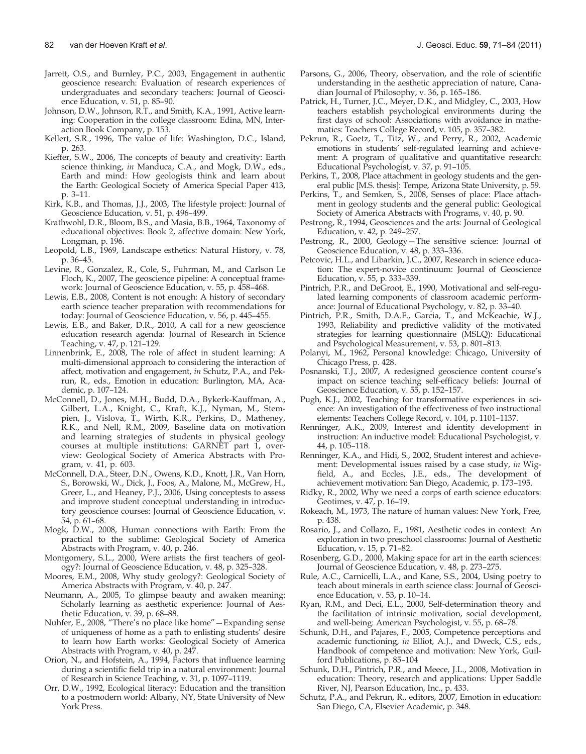Jarrett, O.S., and Burnley, P.C., 2003, Engagement in authentic geoscience research: Evaluation of research experiences of undergraduates and secondary teachers: Journal of Geoscience Education, v. 51, p. 85–90.

Johnson, D.W., Johnson, R.T., and Smith, K.A., 1991, Active learning: Cooperation in the college classroom: Edina, MN, Interaction Book Company, p. 153.

Kellert, S.R., 1996, The value of life: Washington, D.C., Island, p. 263.

Kieffer, S.W., 2006, The concepts of beauty and creativity: Earth science thinking, *in* Manduca, C.A., and Mogk, D.W., eds., Earth and mind: How geologists think and learn about the Earth: Geological Society of America Special Paper 413, p. 3–11.

Kirk, K.B., and Thomas, J.J., 2003, The lifestyle project: Journal of Geoscience Education, v. 51, p. 496–499.

Krathwohl, D.R., Bloom, B.S., and Masia, B.B., 1964, Taxonomy of educational objectives: Book 2, affective domain: New York, Longman, p. 196.

Leopold, L.B., 1969, Landscape esthetics: Natural History, v. 78, p. 36–45.

Levine, R., Gonzalez, R., Cole, S., Fuhrman, M., and Carlson Le Floch, K., 2007, The geoscience pipeline: A conceptual framework: Journal of Geoscience Education, v. 55, p. 458–468.

Lewis, E.B., 2008, Content is not enough: A history of secondary earth science teacher preparation with recommendations for today: Journal of Geoscience Education, v. 56, p. 445–455.

Lewis, E.B., and Baker, D.R., 2010, A call for a new geoscience education research agenda: Journal of Research in Science Teaching, v. 47, p. 121–129.

Linnenbrink, E., 2008, The role of affect in student learning: A multi-dimensional approach to considering the interaction of affect, motivation and engagement, *in* Schutz, P.A., and Pekrun, R., eds., Emotion in education: Burlington, MA, Academic, p. 107–124.

McConnell, D., Jones, M.H., Budd, D.A., Bykerk-Kauffman, A., Gilbert, L.A., Knight, C., Kraft, K.J., Nyman, M., Stempien, J., Vislova, T., Wirth, K.R., Perkins, D., Matheney, R.K., and Nell, R.M., 2009, Baseline data on motivation and learning strategies of students in physical geology courses at multiple institutions: GARNET part 1, overview: Geological Society of America Abstracts with Program, v. 41, p. 603.

McConnell, D.A., Steer, D.N., Owens, K.D., Knott, J.R., Van Horn, S., Borowski, W., Dick, J., Foos, A., Malone, M., McGrew, H., Greer, L., and Heaney, P.J., 2006, Using conceptests to assess and improve student conceptual understanding in introductory geoscience courses: Journal of Geoscience Education, v. 54, p. 61–68.

Mogk, D.W., 2008, Human connections with Earth: From the practical to the sublime: Geological Society of America Abstracts with Program, v. 40, p. 246.

Montgomery, S.L., 2000, Were artists the first teachers of geology?: Journal of Geoscience Education, v. 48, p. 325–328.

Moores, E.M., 2008, Why study geology?: Geological Society of America Abstracts with Program, v. 40, p. 247.

Neumann, A., 2005, To glimpse beauty and awaken meaning: Scholarly learning as aesthetic experience: Journal of Aesthetic Education, v. 39, p. 68–88.

Nuhfer, E., 2008, "There's no place like home"—Expanding sense of uniqueness of home as a path to enlisting students' desire to learn how Earth works: Geological Society of America Abstracts with Program, v. 40, p. 247.

Orion, N., and Hofstein, A., 1994, Factors that influence learning during a scientific field trip in a natural environment: Journal of Research in Science Teaching, v. 31, p. 1097–1119.

Orr, D.W., 1992, Ecological literacy: Education and the transition to a postmodern world: Albany, NY, State University of New York Press.

Parsons, G., 2006, Theory, observation, and the role of scientific understanding in the aesthetic appreciation of nature, Canadian Journal of Philosophy, v. 36, p. 165–186.

Patrick, H., Turner, J.C., Meyer, D.K., and Midgley, C., 2003, How teachers establish psychological environments during the first days of school: Associations with avoidance in mathematics: Teachers College Record, v. 105, p. 357–382.

Pekrun, R., Goetz, T., Titz, W., and Perry, R., 2002, Academic emotions in students' self-regulated learning and achievement: A program of qualitative and quantitative research: Educational Psychologist, v. 37, p. 91–105.

Perkins, T., 2008, Place attachment in geology students and the general public [M.S. thesis]: Tempe, Arizona State University, p. 59.

Perkins, T., and Semken, S., 2008, Senses of place: Place attachment in geology students and the general public: Geological Society of America Abstracts with Programs, v. 40, p. 90.

Pestrong, R., 1994, Geosciences and the arts: Journal of Geological Education, v. 42, p. 249–257.

Pestrong, R., 2000, Geology—The sensitive science: Journal of Geoscience Education, v. 48, p. 333–336.

Petcovic, H.L., and Libarkin, J.C., 2007, Research in science education: The expert-novice continuum: Journal of Geoscience Education, v. 55, p. 333–339.

Pintrich, P.R., and DeGroot, E., 1990, Motivational and self-regulated learning components of classroom academic performance: Journal of Educational Psychology, v. 82, p. 33–40.

Pintrich, P.R., Smith, D.A.F., Garcia, T., and McKeachie, W.J., 1993, Reliability and predictive validity of the motivated strategies for learning questionnaire (MSLQ): Educational and Psychological Measurement, v. 53, p. 801–813.

Polanyi, M., 1962, Personal knowledge: Chicago, University of Chicago Press, p. 428.

Posnanski, T.J., 2007, A redesigned geoscience content course's impact on science teaching self-efficacy beliefs: Journal of Geoscience Education, v. 55, p. 152–157.

Pugh, K.J., 2002, Teaching for transformative experiences in science: An investigation of the effectiveness of two instructional elements: Teachers College Record, v. 104, p. 1101–1137.

Renninger, A.K., 2009, Interest and identity development in instruction: An inductive model: Educational Psychologist, v. 44, p. 105–118.

Renninger, K.A., and Hidi, S., 2002, Student interest and achievement: Developmental issues raised by a case study, *in* Wigfield, A., and Eccles, J.E., eds., The development of achievement motivation: San Diego, Academic, p. 173–195.

Ridky, R., 2002, Why we need a corps of earth science educators: Geotimes, v. 47, p. 16–19.

Rokeach, M., 1973, The nature of human values: New York, Free, p. 438.

Rosario, J., and Collazo, E., 1981, Aesthetic codes in context: An exploration in two preschool classrooms: Journal of Aesthetic Education, v. 15, p. 71–82.

Rosenberg, G.D., 2000, Making space for art in the earth sciences: Journal of Geoscience Education, v. 48, p. 273–275.

Rule, A.C., Carnicelli, L.A., and Kane, S.S., 2004, Using poetry to teach about minerals in earth science class: Journal of Geoscience Education, v. 53, p. 10–14.

Ryan, R.M., and Deci, E.L., 2000, Self-determination theory and the facilitation of intrinsic motivation, social development, and well-being: American Psychologist, v. 55, p. 68–78.

Schunk, D.H., and Pajares, F., 2005, Competence perceptions and academic functioning, *in* Elliot, A.J., and Dweck, C.S., eds., Handbook of competence and motivation: New York, Guilford Publications, p. 85–104

Schunk, D.H., Pintrich, P.R., and Meece, J.L., 2008, Motivation in education: Theory, research and applications: Upper Saddle River, NJ, Pearson Education, Inc., p. 433.

Schutz, P.A., and Pekrun, R., editors, 2007, Emotion in education: San Diego, CA, Elsevier Academic, p. 348.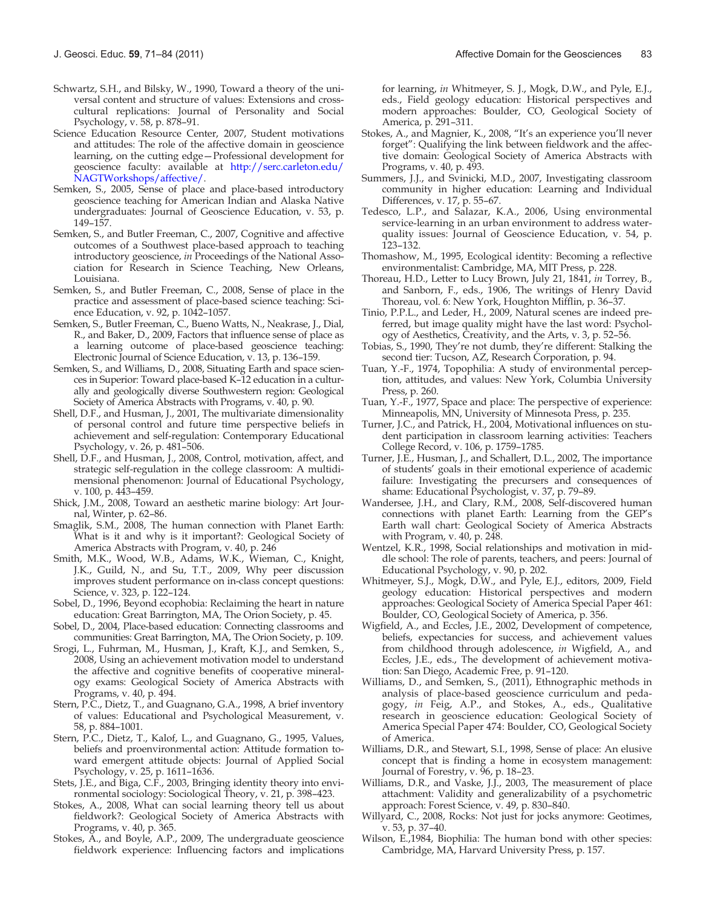Schwartz, S.H., and Bilsky, W., 1990, Toward a theory of the universal content and structure of values: Extensions and cross-cultural replications: Journal of Personality and Social Psychology, v. 58, p. 878–91.

Science Education Resource Center, 2007, Student motivations and attitudes: The role of the affective domain in geoscience learning, on the cutting edge—Professional development for geoscience faculty: available at http://serc.carleton.edu/NAGTWorkshops/affective/.

Semken, S., 2005, Sense of place and place-based introductory geoscience teaching for American Indian and Alaska Native undergraduates: Journal of Geoscience Education, v. 53, p. 149–157.

Semken, S., and Butler Freeman, C., 2007, Cognitive and affective outcomes of a Southwest place-based approach to teaching introductory geoscience, *in* Proceedings of the National Association for Research in Science Teaching, New Orleans, Louisiana.

Semken, S., and Butler Freeman, C., 2008, Sense of place in the practice and assessment of place-based science teaching: Science Education, v. 92, p. 1042–1057.

Semken, S., Butler Freeman, C., Bueno Watts, N., Neakrase, J., Dial, R., and Baker, D., 2009, Factors that influence sense of place as a learning outcome of place-based geoscience teaching: Electronic Journal of Science Education, v. 13, p. 136–159.

Semken, S., and Williams, D., 2008, Situating Earth and space sciences in Superior: Toward place-based K–12 education in a culturally and geologically diverse Southwestern region: Geological Society of America Abstracts with Programs, v. 40, p. 90.

Shell, D.F., and Husman, J., 2001, The multivariate dimensionality of personal control and future time perspective beliefs in achievement and self-regulation: Contemporary Educational Psychology, v. 26, p. 481–506.

Shell, D.F., and Husman, J., 2008, Control, motivation, affect, and strategic self-regulation in the college classroom: A multidimensional phenomenon: Journal of Educational Psychology, v. 100, p. 443–459.

Shick, J.M., 2008, Toward an aesthetic marine biology: Art Journal, Winter, p. 62–86.

Smaglik, S.M., 2008, The human connection with Planet Earth: What is it and why is it important?: Geological Society of America Abstracts with Program, v. 40, p. 246

Smith, M.K., Wood, W.B., Adams, W.K., Wieman, C., Knight, J.K., Guild, N., and Su, T.T., 2009, Why peer discussion improves student performance on in-class concept questions: Science, v. 323, p. 122–124.

Sobel, D., 1996, Beyond ecophobia: Reclaiming the heart in nature education: Great Barrington, MA, The Orion Society, p. 45.

Sobel, D., 2004, Place-based education: Connecting classrooms and communities: Great Barrington, MA, The Orion Society, p. 109.

Srogi, L., Fuhrman, M., Husman, J., Kraft, K.J., and Semken, S., 2008, Using an achievement motivation model to understand the affective and cognitive benefits of cooperative mineralogy exams: Geological Society of America Abstracts with Programs, v. 40, p. 494.

Stern, P.C., Dietz, T., and Guagnano, G.A., 1998, A brief inventory of values: Educational and Psychological Measurement, v. 58, p. 884–1001.

Stern, P.C., Dietz, T., Kalof, L., and Guagnano, G., 1995, Values, beliefs and proenvironmental action: Attitude formation toward emergent attitude objects: Journal of Applied Social Psychology, v. 25, p. 1611–1636.

Stets, J.E., and Biga, C.F., 2003, Bringing identity theory into environmental sociology: Sociological Theory, v. 21, p. 398–423.

Stokes, A., 2008, What can social learning theory tell us about fieldwork?: Geological Society of America Abstracts with Programs, v. 40, p. 365.

Stokes, A., and Boyle, A.P., 2009, The undergraduate geoscience fieldwork experience: Influencing factors and implications for learning, *in* Whitmeyer, S. J., Mogk, D.W., and Pyle, E.J., eds., Field geology education: Historical perspectives and modern approaches: Boulder, CO, Geological Society of America, p. 291–311.

Stokes, A., and Magnier, K., 2008, "It's an experience you'll never forget": Qualifying the link between fieldwork and the affective domain: Geological Society of America Abstracts with Programs, v. 40, p. 493.

Summers, J.J., and Svinicki, M.D., 2007, Investigating classroom community in higher education: Learning and Individual Differences, v. 17, p. 55–67.

Tedesco, L.P., and Salazar, K.A., 2006, Using environmental service-learning in an urban environment to address water-quality issues: Journal of Geoscience Education, v. 54, p. 123–132.

Thomashow, M., 1995, Ecological identity: Becoming a reflective environmentalist: Cambridge, MA, MIT Press, p. 228.

Thoreau, H.D., Letter to Lucy Brown, July 21, 1841, *in* Torrey, B., and Sanborn, F., eds., 1906, The writings of Henry David Thoreau, vol. 6: New York, Houghton Mifflin, p. 36–37.

Tinio, P.P.L., and Leder, H., 2009, Natural scenes are indeed preferred, but image quality might have the last word: Psychology of Aesthetics, Creativity, and the Arts, v. 3, p. 52–56.

Tobias, S., 1990, They're not dumb, they're different: Stalking the second tier: Tucson, AZ, Research Corporation, p. 94.

Tuan, Y.-F., 1974, Topophilia: A study of environmental perception, attitudes, and values: New York, Columbia University Press, p. 260.

Tuan, Y.-F., 1977, Space and place: The perspective of experience: Minneapolis, MN, University of Minnesota Press, p. 235.

Turner, J.C., and Patrick, H., 2004, Motivational influences on student participation in classroom learning activities: Teachers College Record, v. 106, p. 1759–1785.

Turner, J.E., Husman, J., and Schallert, D.L., 2002, The importance of students' goals in their emotional experience of academic failure: Investigating the precursers and consequences of shame: Educational Psychologist, v. 37, p. 79–89.

Wandersee, J.H., and Clary, R.M., 2008, Self-discovered human connections with planet Earth: Learning from the GEP's Earth wall chart: Geological Society of America Abstracts with Program, v. 40, p. 248.

Wentzel, K.R., 1998, Social relationships and motivation in middle school: The role of parents, teachers, and peers: Journal of Educational Psychology, v. 90, p. 202.

Whitmeyer, S.J., Mogk, D.W., and Pyle, E.J., editors, 2009, Field geology education: Historical perspectives and modern approaches: Geological Society of America Special Paper 461: Boulder, CO, Geological Society of America, p. 356.

Wigfield, A., and Eccles, J.E., 2002, Development of competence, beliefs, expectancies for success, and achievement values from childhood through adolescence, *in* Wigfield, A., and Eccles, J.E., eds., The development of achievement motivation: San Diego, Academic Free, p. 91–120.

Williams, D., and Semken, S., (2011), Ethnographic methods in analysis of place-based geoscience curriculum and pedagogy, *in* Feig, A.P., and Stokes, A., eds., Qualitative research in geoscience education: Geological Society of America Special Paper 474: Boulder, CO, Geological Society of America.

Williams, D.R., and Stewart, S.I., 1998, Sense of place: An elusive concept that is finding a home in ecosystem management: Journal of Forestry, v. 96, p. 18–23.

Williams, D.R., and Vaske, J.J., 2003, The measurement of place attachment: Validity and generalizability of a psychometric approach: Forest Science, v. 49, p. 830–840.

Willyard, C., 2008, Rocks: Not just for jocks anymore: Geotimes, v. 53, p. 37–40.

Wilson, E.,1984, Biophilia: The human bond with other species: Cambridge, MA, Harvard University Press, p. 157.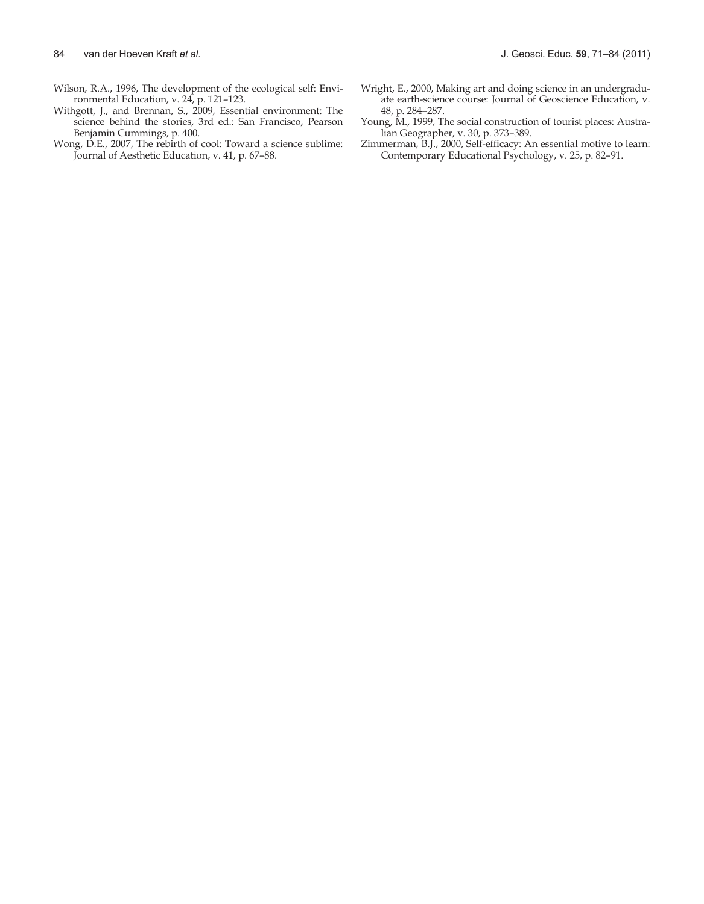Wilson, R.A., 1996, The development of the ecological self: Environmental Education, v. 24, p. 121–123.

Withgott, J., and Brennan, S., 2009, Essential environment: The science behind the stories, 3rd ed.: San Francisco, Pearson Benjamin Cummings, p. 400.

Wong, D.E., 2007, The rebirth of cool: Toward a science sublime: Journal of Aesthetic Education, v. 41, p. 67–88.

Wright, E., 2000, Making art and doing science in an undergraduate earth-science course: Journal of Geoscience Education, v. 48, p. 284–287.

Young, M., 1999, The social construction of tourist places: Australian Geographer, v. 30, p. 373–389.

Zimmerman, B.J., 2000, Self-efficacy: An essential motive to learn: Contemporary Educational Psychology, v. 25, p. 82–91.